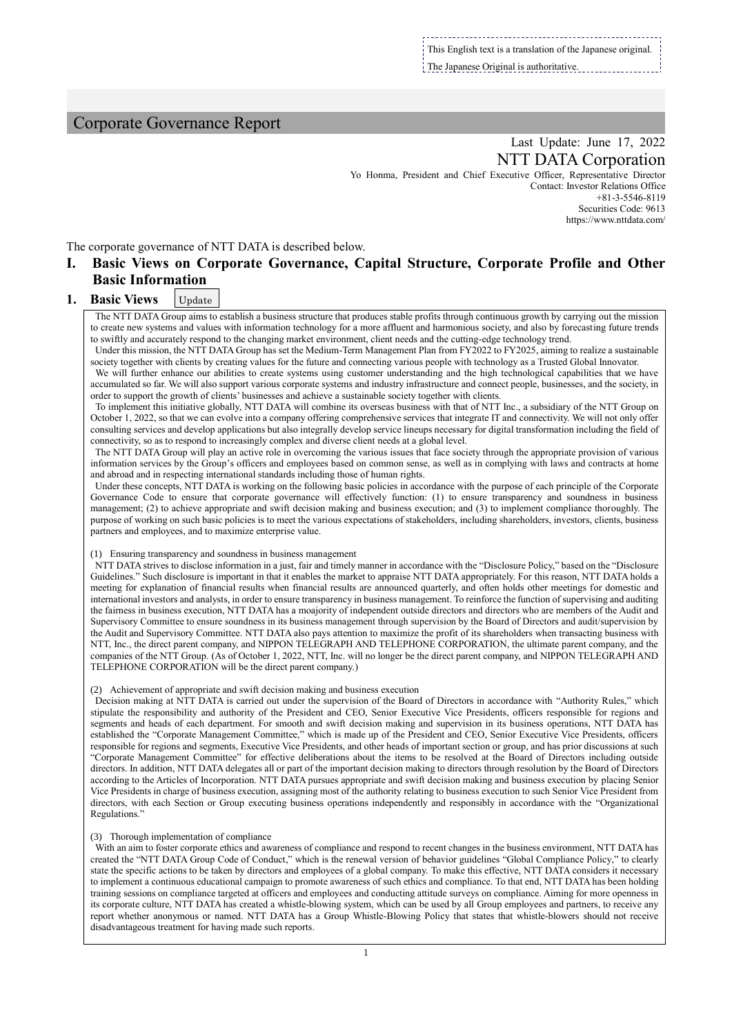This English text is a translation of the Japanese original.
The Japanese Original is authoritative.

# Corporate Governance Report

Last Update: June 17, 2022

NTT DATA Corporation

Yo Honma, President and Chief Executive Officer, Representative Director

Contact: Investor Relations Office

+81-3-5546-8119

Securities Code: 9613

https://www.nttdata.com/

The corporate governance of NTT DATA is described below.

## I. Basic Views on Corporate Governance, Capital Structure, Corporate Profile and Other Basic Information

### 1. Basic Views Update

The NTT DATA Group aims to establish a basic structure that produces stable profits through continuous growth by carrying out the mission to create new systems and values with information technology for a more affluent and harmonious society, and also by forecasting future trends to swiftly and accurately respond to the changing market environment, client needs and the cutting-edge technology trend.

Under this mission, the NTT DATA Group has set the Medium-Term Management Plan from FY2022 to FY2025, aiming to realize a sustainable society together with clients by creating values for the future and connecting various people with technology as a Trusted Global Innovator.

We will further enhance our abilities to create systems using customer understanding and the high technological capabilities that we have accumulated so far. We will also support various corporate systems and industry infrastructure and connect people, businesses, and the society, in order to support the growth of clients' businesses and achieve a sustainable society together with clients.

To implement this initiative globally, NTT DATA will combine its overseas business with that of NTT Inc., a subsidiary of the NTT Group on October 1, 2022, so that we can evolve into a company offering comprehensive services that integrate IT and connectivity. We will not only offer consulting services and develop applications but also integrally develop service lineups necessary for digital transformation including the field of connectivity, so as to respond to increasingly complex and diverse client needs at a global level.

The NTT DATA Group will play an active role in overcoming the various issues that face society through the appropriate provision of various information services by the Group's officers and employees based on common sense, as well as in complying with laws and contracts at home and abroad and in respecting international standards including those of human rights.

Under these concepts, NTT DATA is working on the following basic policies in accordance with the purpose of each principle of the Corporate Governance Code to ensure that corporate governance will effectively function: (1) to ensure transparency and soundness in business management; (2) to achieve appropriate and swift decision making and business execution; and (3) to implement compliance thoroughly. The purpose of working on such basic policies is to meet the various expectations of stakeholders, including shareholders, investors, clients, business partners and employees, and to maximize enterprise value.

(1) Ensuring transparency and soundness in business management

NTT DATA strives to disclose information in a just, fair and timely manner in accordance with the "Disclosure Policy," based on the "Disclosure Guidelines." Such disclosure is important in that it enables the market to appraise NTT DATA appropriately. For this reason, NTT DATA holds a meeting for explanation of financial results when financial results are announced quarterly, and often holds other meetings for domestic and international investors and analysts, in order to ensure transparency in business management. To reinforce the function of supervising and auditing the fairness in business execution, NTT DATA has a moajority of independent outside directors and directors who are members of the Audit and Supervisory Committee to ensure soundness in its business management through supervision by the Board of Directors and audit/supervision by the Audit and Supervisory Committee. NTT DATA also pays attention to maximize the profit of its shareholders when transacting business with NTT, Inc., the direct parent company, and NIPPON TELEGRAPH AND TELEPHONE CORPORATION, the ultimate parent company, and the companies of the NTT Group. (As of October 1, 2022, NTT, Inc. will no longer be the direct parent company, and NIPPON TELEGRAPH AND TELEPHONE CORPORATION will be the direct parent company.)

(2) Achievement of appropriate and swift decision making and business execution

Decision making at NTT DATA is carried out under the supervision of the Board of Directors in accordance with "Authority Rules," which stipulate the responsibility and authority of the President and CEO, Senior Executive Vice Presidents, officers responsible for regions and segments and heads of each department. For smooth and swift decision making and supervision in its business operations, NTT DATA has established the "Corporate Management Committee," which is made up of the President and CEO, Senior Executive Vice Presidents, officers responsible for regions and segments, Executive Vice Presidents, and other heads of important section or group, and has prior discussions at such "Corporate Management Committee" for effective deliberations about the items to be resolved at the Board of Directors including outside directors. In addition, NTT DATA delegates all or part of the important decision making to directors through resolution by the Board of Directors according to the Articles of Incorporation. NTT DATA pursues appropriate and swift decision making and business execution by placing Senior Vice Presidents in charge of business execution, assigning most of the authority relating to business execution to such Senior Vice President from directors, with each Section or Group executing business operations independently and responsibly in accordance with the "Organizational Regulations."

(3) Thorough implementation of compliance

With an aim to foster corporate ethics and awareness of compliance and respond to recent changes in the business environment, NTT DATA has created the "NTT DATA Group Code of Conduct," which is the renewal version of behavior guidelines "Global Compliance Policy," to clearly state the specific actions to be taken by directors and employees of a global company. To make this effective, NTT DATA considers it necessary to implement a continuous educational campaign to promote awareness of such ethics and compliance. To that end, NTT DATA has been holding training sessions on compliance targeted at officers and employees and conducting attitude surveys on compliance. Aiming for more openness in its corporate culture, NTT DATA has created a whistle-blowing system, which can be used by all Group employees and partners, to receive any report whether anonymous or named. NTT DATA has a Group Whistle-Blowing Policy that states that whistle-blowers should not receive disadvantageous treatment for having made such reports.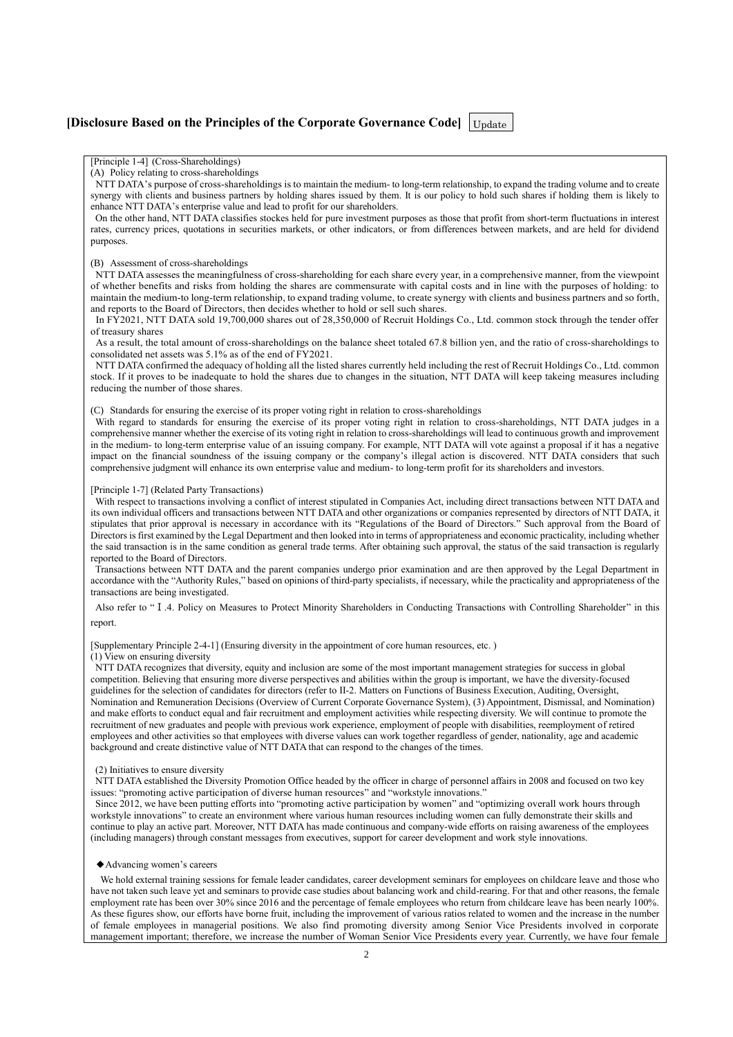## [Disclosure Based on the Principles of the Corporate Governance Code] Update

[Principle 1-4] (Cross-Shareholdings)

(A) Policy relating to cross-shareholdings

NTT DATA's purpose of cross-shareholdings is to maintain the medium- to long-term relationship, to expand the trading volume and to create synergy with clients and business partners by holding shares issued by them. It is our policy to hold such shares if holding them is likely to enhance NTT DATA's enterprise value and lead to profit for our shareholders.

On the other hand, NTT DATA classifies stockes held for pure investment purposes as those that profit from short-term fluctuations in interest rates, currency prices, quotations in securities markets, or other indicators, or from differences between markets, and are held for dividend purposes.

(B) Assessment of cross-shareholdings

NTT DATA assesses the meaningfulness of cross-shareholding for each share every year, in a comprehensive manner, from the viewpoint of whether benefits and risks from holding the shares are commensurate with capital costs and in line with the purposes of holding: to maintain the medium-to long-term relationship, to expand trading volume, to create synergy with clients and business partners and so forth, and reports to the Board of Directors, then decides whether to hold or sell such shares.

In FY2021, NTT DATA sold 19,700,000 shares out of 28,350,000 of Recruit Holdings Co., Ltd. common stock through the tender offer of treasury shares

As a result, the total amount of cross-shareholdings on the balance sheet totaled 67.8 billion yen, and the ratio of cross-shareholdings to consolidated net assets was 5.1% as of the end of FY2021.

NTT DATA confirmed the adequacy of holding all the listed shares currently held including the rest of Recruit Holdings Co., Ltd. common stock. If it proves to be inadequate to hold the shares due to changes in the situation, NTT DATA will keep takeing measures including reducing the number of those shares.

(C) Standards for ensuring the exercise of its proper voting right in relation to cross-shareholdings

With regard to standards for ensuring the exercise of its proper voting right in relation to cross-shareholdings, NTT DATA judges in a comprehensive manner whether the exercise of its voting right in relation to cross-shareholdings will lead to continuous growth and improvement in the medium- to long-term enterprise value of an issuing company. For example, NTT DATA will vote against a proposal if it has a negative impact on the financial soundness of the issuing company or the company's illegal action is discovered. NTT DATA considers that such comprehensive judgment will enhance its own enterprise value and medium- to long-term profit for its shareholders and investors.

[Principle 1-7] (Related Party Transactions)

With respect to transactions involving a conflict of interest stipulated in Companies Act, including direct transactions between NTT DATA and its own individual officers and transactions between NTT DATA and other organizations or companies represented by directors of NTT DATA, it stipulates that prior approval is necessary in accordance with its "Regulations of the Board of Directors." Such approval from the Board of Directors is first examined by the Legal Department and then looked into in terms of appropriateness and economic practicality, including whether the said transaction is in the same condition as general trade terms. After obtaining such approval, the status of the said transaction is regularly reported to the Board of Directors.

Transactions between NTT DATA and the parent companies undergo prior examination and are then approved by the Legal Department in accordance with the "Authority Rules," based on opinions of third-party specialists, if necessary, while the practicality and appropriateness of the transactions are being investigated.

Also refer to "Ⅰ.4. Policy on Measures to Protect Minority Shareholders in Conducting Transactions with Controlling Shareholder" in this report.

[Supplementary Principle 2-4-1] (Ensuring diversity in the appointment of core human resources, etc. )

(1) View on ensuring diversity

NTT DATA recognizes that diversity, equity and inclusion are some of the most important management strategies for success in global competition. Believing that ensuring more diverse perspectives and abilities within the group is important, we have the diversity-focused guidelines for the selection of candidates for directors (refer to II-2. Matters on Functions of Business Execution, Auditing, Oversight, Nomination and Remuneration Decisions (Overview of Current Corporate Governance System), (3) Appointment, Dismissal, and Nomination) and make efforts to conduct equal and fair recruitment and employment activities while respecting diversity. We will continue to promote the recruitment of new graduates and people with previous work experience, employment of people with disabilities, reemployment of retired employees and other activities so that employees with diverse values can work together regardless of gender, nationality, age and academic background and create distinctive value of NTT DATA that can respond to the changes of the times.

(2) Initiatives to ensure diversity

NTT DATA established the Diversity Promotion Office headed by the officer in charge of personnel affairs in 2008 and focused on two key issues: "promoting active participation of diverse human resources" and "workstyle innovations."

Since 2012, we have been putting efforts into "promoting active participation by women" and "optimizing overall work hours through workstyle innovations" to create an environment where various human resources including women can fully demonstrate their skills and continue to play an active part. Moreover, NTT DATA has made continuous and company-wide efforts on raising awareness of the employees (including managers) through constant messages from executives, support for career development and work style innovations.

◆Advancing women's careers

We hold external training sessions for female leader candidates, career development seminars for employees on childcare leave and those who have not taken such leave yet and seminars to provide case studies about balancing work and child-rearing. For that and other reasons, the female employment rate has been over 30% since 2016 and the percentage of female employees who return from childcare leave has been nearly 100%. As these figures show, our efforts have borne fruit, including the improvement of various ratios related to women and the increase in the number of female employees in managerial positions. We also find promoting diversity among Senior Vice Presidents involved in corporate management important; therefore, we increase the number of Woman Senior Vice Presidents every year. Currently, we have four female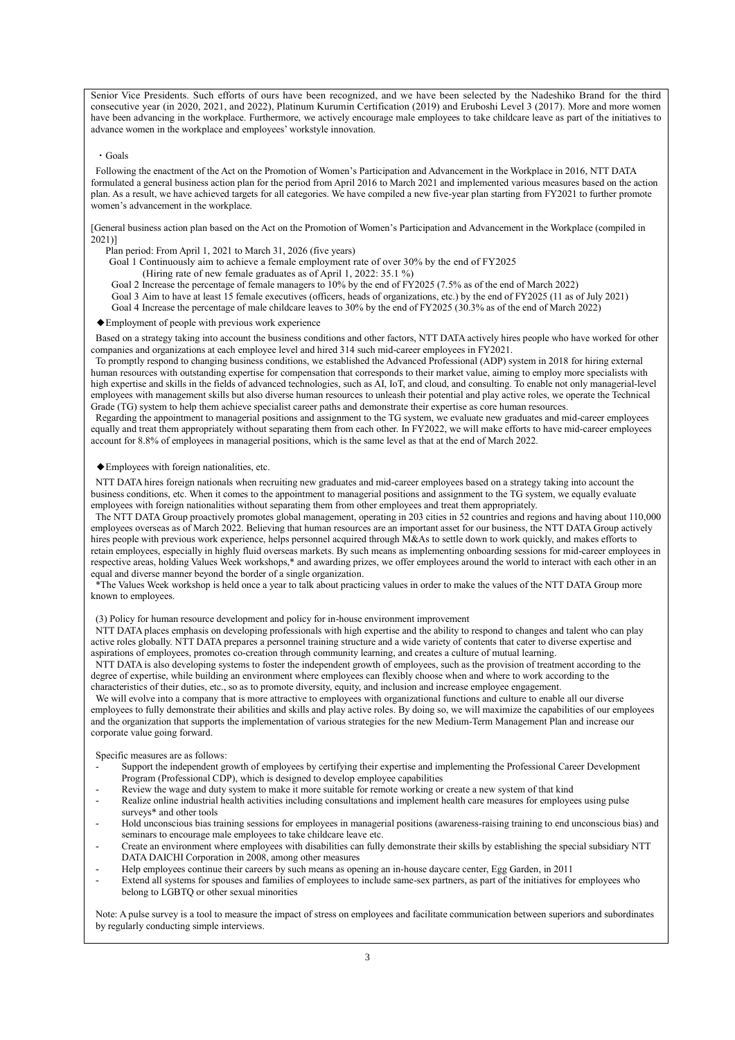Senior Vice Presidents. Such efforts of ours have been recognized, and we have been selected by the Nadeshiko Brand for the third consecutive year (in 2020, 2021, and 2022), Platinum Kurumin Certification (2019) and Eruboshi Level 3 (2017). More and more women have been advancing in the workplace. Furthermore, we actively encourage male employees to take childcare leave as part of the initiatives to advance women in the workplace and employees' workstyle innovation.

・Goals

Following the enactment of the Act on the Promotion of Women's Participation and Advancement in the Workplace in 2016, NTT DATA formulated a general business action plan for the period from April 2016 to March 2021 and implemented various measures based on the action plan. As a result, we have achieved targets for all categories. We have compiled a new five-year plan starting from FY2021 to further promote women's advancement in the workplace.

[General business action plan based on the Act on the Promotion of Women's Participation and Advancement in the Workplace (compiled in 2021)]

Plan period: From April 1, 2021 to March 31, 2026 (five years)

Goal 1 Continuously aim to achieve a female employment rate of over 30% by the end of FY2025
(Hiring rate of new female graduates as of April 1, 2022: 35.1 %)

Goal 2 Increase the percentage of female managers to 10% by the end of FY2025 (7.5% as of the end of March 2022)

Goal 3 Aim to have at least 15 female executives (officers, heads of organizations, etc.) by the end of FY2025 (11 as of July 2021)

Goal 4 Increase the percentage of male childcare leaves to 30% by the end of FY2025 (30.3% as of the end of March 2022)

◆Employment of people with previous work experience

Based on a strategy taking into account the business conditions and other factors, NTT DATA actively hires people who have worked for other companies and organizations at each employee level and hired 314 such mid-career employees in FY2021.

To promptly respond to changing business conditions, we established the Advanced Professional (ADP) system in 2018 for hiring external human resources with outstanding expertise for compensation that corresponds to their market value, aiming to employ more specialists with high expertise and skills in the fields of advanced technologies, such as AI, IoT, and cloud, and consulting. To enable not only managerial-level employees with management skills but also diverse human resources to unleash their potential and play active roles, we operate the Technical Grade (TG) system to help them achieve specialist career paths and demonstrate their expertise as core human resources.

Regarding the appointment to managerial positions and assignment to the TG system, we evaluate new graduates and mid-career employees equally and treat them appropriately without separating them from each other. In FY2022, we will make efforts to have mid-career employees account for 8.8% of employees in managerial positions, which is the same level as that at the end of March 2022.

◆Employees with foreign nationalities, etc.

NTT DATA hires foreign nationals when recruiting new graduates and mid-career employees based on a strategy taking into account the business conditions, etc. When it comes to the appointment to managerial positions and assignment to the TG system, we equally evaluate employees with foreign nationalities without separating them from other employees and treat them appropriately.

The NTT DATA Group proactively promotes global management, operating in 203 cities in 52 countries and regions and having about 110,000 employees overseas as of March 2022. Believing that human resources are an important asset for our business, the NTT DATA Group actively hires people with previous work experience, helps personnel acquired through M&As to settle down to work quickly, and makes efforts to retain employees, especially in highly fluid overseas markets. By such means as implementing onboarding sessions for mid-career employees in respective areas, holding Values Week workshops,* and awarding prizes, we offer employees around the world to interact with each other in an equal and diverse manner beyond the border of a single organization.

*The Values Week workshop is held once a year to talk about practicing values in order to make the values of the NTT DATA Group more known to employees.

(3) Policy for human resource development and policy for in-house environment improvement

NTT DATA places emphasis on developing professionals with high expertise and the ability to respond to changes and talent who can play active roles globally. NTT DATA prepares a personnel training structure and a wide variety of contents that cater to diverse expertise and aspirations of employees, promotes co-creation through community learning, and creates a culture of mutual learning.

NTT DATA is also developing systems to foster the independent growth of employees, such as the provision of treatment according to the degree of expertise, while building an environment where employees can flexibly choose when and where to work according to the characteristics of their duties, etc., so as to promote diversity, equity, and inclusion and increase employee engagement.

We will evolve into a company that is more attractive to employees with organizational functions and culture to enable all our diverse employees to fully demonstrate their abilities and skills and play active roles. By doing so, we will maximize the capabilities of our employees and the organization that supports the implementation of various strategies for the new Medium-Term Management Plan and increase our corporate value going forward.

Specific measures are as follows:

- Support the independent growth of employees by certifying their expertise and implementing the Professional Career Development Program (Professional CDP), which is designed to develop employee capabilities
- Review the wage and duty system to make it more suitable for remote working or create a new system of that kind
- Realize online industrial health activities including consultations and implement health care measures for employees using pulse surveys* and other tools
- Hold unconscious bias training sessions for employees in managerial positions (awareness-raising training to end unconscious bias) and seminars to encourage male employees to take childcare leave etc.
- Create an environment where employees with disabilities can fully demonstrate their skills by establishing the special subsidiary NTT DATA DAICHI Corporation in 2008, among other measures
- Help employees continue their careers by such means as opening an in-house daycare center, Egg Garden, in 2011
- Extend all systems for spouses and families of employees to include same-sex partners, as part of the initiatives for employees who belong to LGBTQ or other sexual minorities

Note: A pulse survey is a tool to measure the impact of stress on employees and facilitate communication between superiors and subordinates by regularly conducting simple interviews.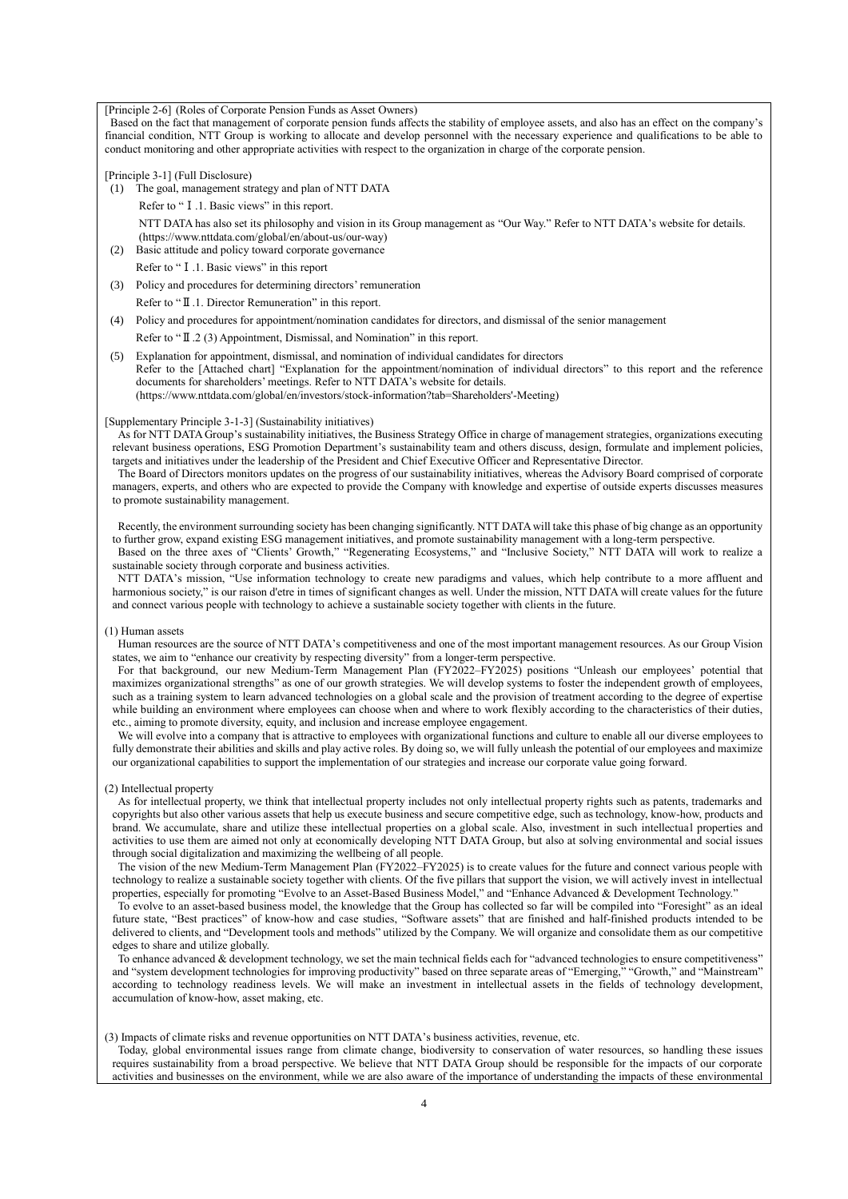[Principle 2-6] (Roles of Corporate Pension Funds as Asset Owners)

Based on the fact that management of corporate pension funds affects the stability of employee assets, and also has an effect on the company's financial condition, NTT Group is working to allocate and develop personnel with the necessary experience and qualifications to be able to conduct monitoring and other appropriate activities with respect to the organization in charge of the corporate pension.

[Principle 3-1] (Full Disclosure)

(1) The goal, management strategy and plan of NTT DATA

Refer to " Ⅰ.1. Basic views" in this report.

NTT DATA has also set its philosophy and vision in its Group management as "Our Way." Refer to NTT DATA's website for details. (https://www.nttdata.com/global/en/about-us/our-way)

(2) Basic attitude and policy toward corporate governance

Refer to " Ⅰ.1. Basic views" in this report

(3) Policy and procedures for determining directors' remuneration

Refer to " Ⅱ.1. Director Remuneration" in this report.

(4) Policy and procedures for appointment/nomination candidates for directors, and dismissal of the senior management

Refer to " Ⅱ.2 (3) Appointment, Dismissal, and Nomination" in this report.

(5) Explanation for appointment, dismissal, and nomination of individual candidates for directors

Refer to the [Attached chart] "Explanation for the appointment/nomination of individual directors" to this report and the reference documents for shareholders' meetings. Refer to NTT DATA's website for details. (https://www.nttdata.com/global/en/investors/stock-information?tab=Shareholders'-Meeting)

[Supplementary Principle 3-1-3] (Sustainability initiatives)

As for NTT DATA Group's sustainability initiatives, the Business Strategy Office in charge of management strategies, organizations executing relevant business operations, ESG Promotion Department's sustainability team and others discuss, design, formulate and implement policies, targets and initiatives under the leadership of the President and Chief Executive Officer and Representative Director.

The Board of Directors monitors updates on the progress of our sustainability initiatives, whereas the Advisory Board comprised of corporate managers, experts, and others who are expected to provide the Company with knowledge and expertise of outside experts discusses measures to promote sustainability management.

Recently, the environment surrounding society has been changing significantly. NTT DATA will take this phase of big change as an opportunity to further grow, expand existing ESG management initiatives, and promote sustainability management with a long-term perspective.

Based on the three axes of "Clients' Growth," "Regenerating Ecosystems," and "Inclusive Society," NTT DATA will work to realize a sustainable society through corporate and business activities.

NTT DATA's mission, "Use information technology to create new paradigms and values, which help contribute to a more affluent and harmonious society," is our raison d'etre in times of significant changes as well. Under the mission, NTT DATA will create values for the future and connect various people with technology to achieve a sustainable society together with clients in the future.

(1) Human assets

Human resources are the source of NTT DATA's competitiveness and one of the most important management resources. As our Group Vision states, we aim to "enhance our creativity by respecting diversity" from a longer-term perspective.

For that background, our new Medium-Term Management Plan (FY2022–FY2025) positions "Unleash our employees' potential that maximizes organizational strengths" as one of our growth strategies. We will develop systems to foster the independent growth of employees, such as a training system to learn advanced technologies on a global scale and the provision of treatment according to the degree of expertise while building an environment where employees can choose when and where to work flexibly according to the characteristics of their duties, etc., aiming to promote diversity, equity, and inclusion and increase employee engagement.

We will evolve into a company that is attractive to employees with organizational functions and culture to enable all our diverse employees to fully demonstrate their abilities and skills and play active roles. By doing so, we will fully unleash the potential of our employees and maximize our organizational capabilities to support the implementation of our strategies and increase our corporate value going forward.

(2) Intellectual property

As for intellectual property, we think that intellectual property includes not only intellectual property rights such as patents, trademarks and copyrights but also other various assets that help us execute business and secure competitive edge, such as technology, know-how, products and brand. We accumulate, share and utilize these intellectual properties on a global scale. Also, investment in such intellectual properties and activities to use them are aimed not only at economically developing NTT DATA Group, but also at solving environmental and social issues through social digitalization and maximizing the wellbeing of all people.

The vision of the new Medium-Term Management Plan (FY2022–FY2025) is to create values for the future and connect various people with technology to realize a sustainable society together with clients. Of the five pillars that support the vision, we will actively invest in intellectual properties, especially for promoting "Evolve to an Asset-Based Business Model," and "Enhance Advanced & Development Technology."

To evolve to an asset-based business model, the knowledge that the Group has collected so far will be compiled into "Foresight" as an ideal future state, "Best practices" of know-how and case studies, "Software assets" that are finished and half-finished products intended to be delivered to clients, and "Development tools and methods" utilized by the Company. We will organize and consolidate them as our competitive edges to share and utilize globally.

To enhance advanced & development technology, we set the main technical fields each for "advanced technologies to ensure competitiveness" and "system development technologies for improving productivity" based on three separate areas of "Emerging," "Growth," and "Mainstream" according to technology readiness levels. We will make an investment in intellectual assets in the fields of technology development, accumulation of know-how, asset making, etc.

(3) Impacts of climate risks and revenue opportunities on NTT DATA's business activities, revenue, etc.

Today, global environmental issues range from climate change, biodiversity to conservation of water resources, so handling these issues requires sustainability from a broad perspective. We believe that NTT DATA Group should be responsible for the impacts of our corporate activities and businesses on the environment, while we are also aware of the importance of understanding the impacts of these environmental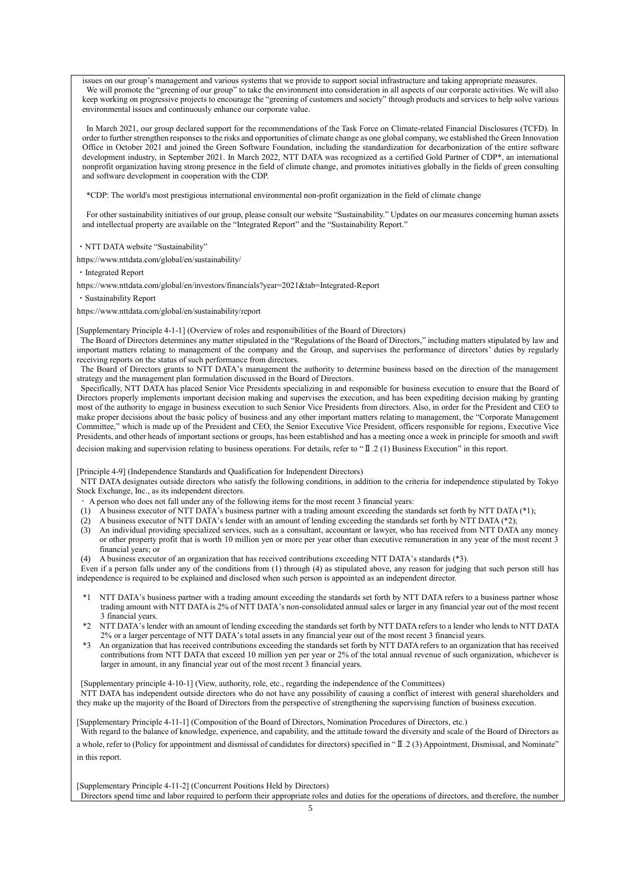issues on our group's management and various systems that we provide to support social infrastructure and taking appropriate measures.

We will promote the "greening of our group" to take the environment into consideration in all aspects of our corporate activities. We will also keep working on progressive projects to encourage the "greening of customers and society" through products and services to help solve various environmental issues and continuously enhance our corporate value.

In March 2021, our group declared support for the recommendations of the Task Force on Climate-related Financial Disclosures (TCFD). In order to further strengthen responses to the risks and opportunities of climate change as one global company, we established the Green Innovation Office in October 2021 and joined the Green Software Foundation, including the standardization for decarbonization of the entire software development industry, in September 2021. In March 2022, NTT DATA was recognized as a certified Gold Partner of CDP*, an international nonprofit organization having strong presence in the field of climate change, and promotes initiatives globally in the fields of green consulting and software development in cooperation with the CDP.

*CDP: The world's most prestigious international environmental non-profit organization in the field of climate change

For other sustainability initiatives of our group, please consult our website "Sustainability." Updates on our measures concerning human assets and intellectual property are available on the "Integrated Report" and the "Sustainability Report."

・NTT DATA website "Sustainability"

https://www.nttdata.com/global/en/sustainability/

・Integrated Report

https://www.nttdata.com/global/en/investors/financials?year=2021&tab=Integrated-Report

・Sustainability Report

https://www.nttdata.com/global/en/sustainability/report

[Supplementary Principle 4-1-1] (Overview of roles and responsibilities of the Board of Directors)

The Board of Directors determines any matter stipulated in the "Regulations of the Board of Directors," including matters stipulated by law and important matters relating to management of the company and the Group, and supervises the performance of directors' duties by regularly receiving reports on the status of such performance from directors.

The Board of Directors grants to NTT DATA's management the authority to determine business based on the direction of the management strategy and the management plan formulation discussed in the Board of Directors.

Specifically, NTT DATA has placed Senior Vice Presidents specializing in and responsible for business execution to ensure that the Board of Directors properly implements important decision making and supervises the execution, and has been expediting decision making by granting most of the authority to engage in business execution to such Senior Vice Presidents from directors. Also, in order for the President and CEO to make proper decisions about the basic policy of business and any other important matters relating to management, the "Corporate Management Committee," which is made up of the President and CEO, the Senior Executive Vice President, officers responsible for regions, Executive Vice Presidents, and other heads of important sections or groups, has been established and has a meeting once a week in principle for smooth and swift decision making and supervision relating to business operations. For details, refer to "Ⅱ.2 (1) Business Execution" in this report.

[Principle 4-9] (Independence Standards and Qualification for Independent Directors)

NTT DATA designates outside directors who satisfy the following conditions, in addition to the criteria for independence stipulated by Tokyo Stock Exchange, Inc., as its independent directors.

・ A person who does not fall under any of the following items for the most recent 3 financial years:

(1) A business executor of NTT DATA's business partner with a trading amount exceeding the standards set forth by NTT DATA (*1);
(2) A business executor of NTT DATA's lender with an amount of lending exceeding the standards set forth by NTT DATA (*2);
(3) An individual providing specialized services, such as a consultant, accountant or lawyer, who has received from NTT DATA any money or other property profit that is worth 10 million yen or more per year other than executive remuneration in any year of the most recent 3 financial years; or
(4) A business executor of an organization that has received contributions exceeding NTT DATA's standards (*3).

Even if a person falls under any of the conditions from (1) through (4) as stipulated above, any reason for judging that such person still has independence is required to be explained and disclosed when such person is appointed as an independent director.

*1 NTT DATA's business partner with a trading amount exceeding the standards set forth by NTT DATA refers to a business partner whose trading amount with NTT DATA is 2% of NTT DATA's non-consolidated annual sales or larger in any financial year out of the most recent 3 financial years.

*2 NTT DATA's lender with an amount of lending exceeding the standards set forth by NTT DATA refers to a lender who lends to NTT DATA 2% or a larger percentage of NTT DATA's total assets in any financial year out of the most recent 3 financial years.

*3 An organization that has received contributions exceeding the standards set forth by NTT DATA refers to an organization that has received contributions from NTT DATA that exceed 10 million yen per year or 2% of the total annual revenue of such organization, whichever is larger in amount, in any financial year out of the most recent 3 financial years.

[Supplementary principle 4-10-1] (View, authority, role, etc., regarding the independence of the Committees)

NTT DATA has independent outside directors who do not have any possibility of causing a conflict of interest with general shareholders and they make up the majority of the Board of Directors from the perspective of strengthening the supervising function of business execution.

[Supplementary Principle 4-11-1] (Composition of the Board of Directors, Nomination Procedures of Directors, etc.)

With regard to the balance of knowledge, experience, and capability, and the attitude toward the diversity and scale of the Board of Directors as a whole, refer to (Policy for appointment and dismissal of candidates for directors) specified in "Ⅱ.2 (3) Appointment, Dismissal, and Nominate" in this report.

[Supplementary Principle 4-11-2] (Concurrent Positions Held by Directors)

Directors spend time and labor required to perform their appropriate roles and duties for the operations of directors, and therefore, the number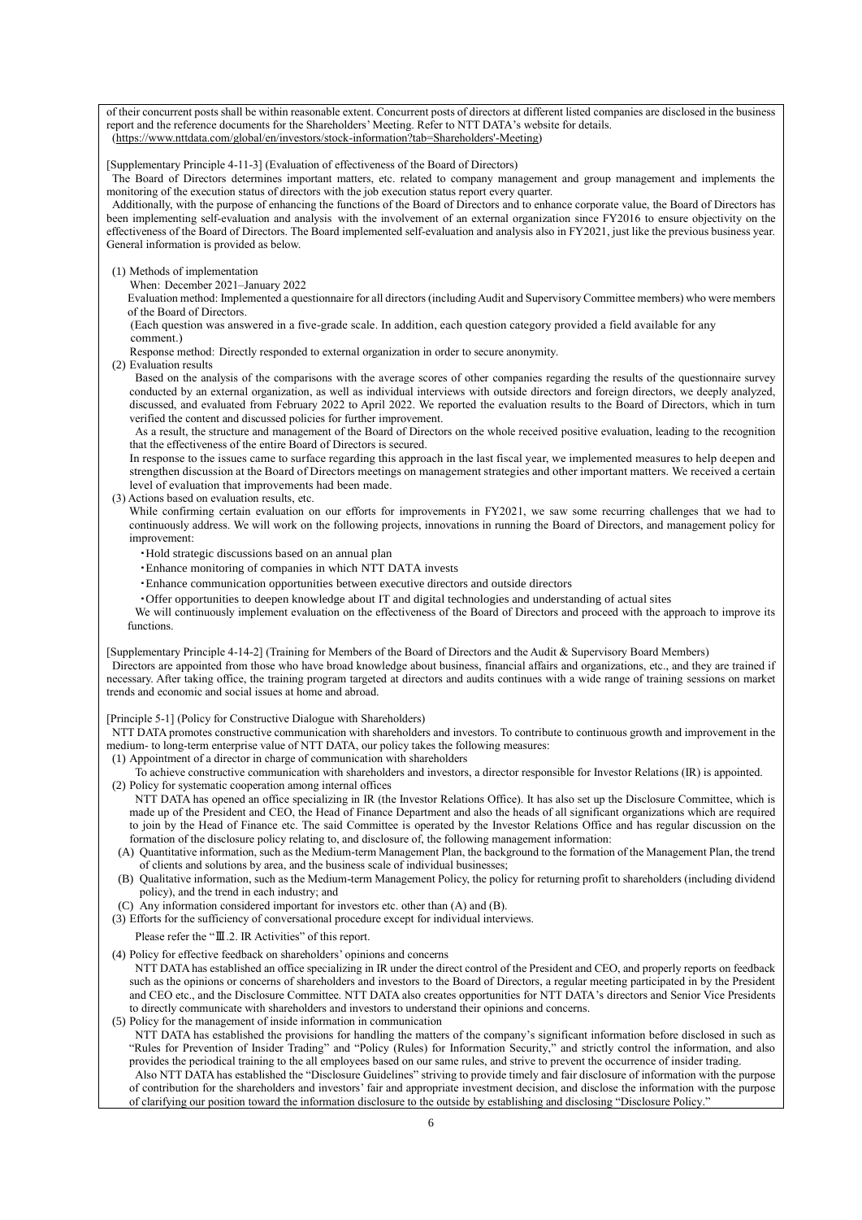of their concurrent posts shall be within reasonable extent. Concurrent posts of directors at different listed companies are disclosed in the business report and the reference documents for the Shareholders' Meeting. Refer to NTT DATA's website for details.
(https://www.nttdata.com/global/en/investors/stock-information?tab=Shareholders'-Meeting)

[Supplementary Principle 4-11-3] (Evaluation of effectiveness of the Board of Directors)

The Board of Directors determines important matters, etc. related to company management and group management and implements the monitoring of the execution status of directors with the job execution status report every quarter.

Additionally, with the purpose of enhancing the functions of the Board of Directors and to enhance corporate value, the Board of Directors has been implementing self-evaluation and analysis with the involvement of an external organization since FY2016 to ensure objectivity on the effectiveness of the Board of Directors. The Board implemented self-evaluation and analysis also in FY2021, just like the previous business year. General information is provided as below.

(1) Methods of implementation

When: December 2021–January 2022

Evaluation method: Implemented a questionnaire for all directors (including Audit and Supervisory Committee members) who were members of the Board of Directors.

(Each question was answered in a five-grade scale. In addition, each question category provided a field available for any comment.)

Response method: Directly responded to external organization in order to secure anonymity.

(2) Evaluation results

Based on the analysis of the comparisons with the average scores of other companies regarding the results of the questionnaire survey conducted by an external organization, as well as individual interviews with outside directors and foreign directors, we deeply analyzed, discussed, and evaluated from February 2022 to April 2022. We reported the evaluation results to the Board of Directors, which in turn verified the content and discussed policies for further improvement.

As a result, the structure and management of the Board of Directors on the whole received positive evaluation, leading to the recognition that the effectiveness of the entire Board of Directors is secured.

In response to the issues came to surface regarding this approach in the last fiscal year, we implemented measures to help deepen and strengthen discussion at the Board of Directors meetings on management strategies and other important matters. We received a certain level of evaluation that improvements had been made.

(3) Actions based on evaluation results, etc.

While confirming certain evaluation on our efforts for improvements in FY2021, we saw some recurring challenges that we had to continuously address. We will work on the following projects, innovations in running the Board of Directors, and management policy for improvement:

- Hold strategic discussions based on an annual plan
- Enhance monitoring of companies in which NTT DATA invests
- Enhance communication opportunities between executive directors and outside directors
- Offer opportunities to deepen knowledge about IT and digital technologies and understanding of actual sites

We will continuously implement evaluation on the effectiveness of the Board of Directors and proceed with the approach to improve its functions.

[Supplementary Principle 4-14-2] (Training for Members of the Board of Directors and the Audit & Supervisory Board Members)

Directors are appointed from those who have broad knowledge about business, financial affairs and organizations, etc., and they are trained if necessary. After taking office, the training program targeted at directors and audits continues with a wide range of training sessions on market trends and economic and social issues at home and abroad.

[Principle 5-1] (Policy for Constructive Dialogue with Shareholders)

NTT DATA promotes constructive communication with shareholders and investors. To contribute to continuous growth and improvement in the medium- to long-term enterprise value of NTT DATA, our policy takes the following measures:

(1) Appointment of a director in charge of communication with shareholders

To achieve constructive communication with shareholders and investors, a director responsible for Investor Relations (IR) is appointed.

(2) Policy for systematic cooperation among internal offices

NTT DATA has opened an office specializing in IR (the Investor Relations Office). It has also set up the Disclosure Committee, which is made up of the President and CEO, the Head of Finance Department and also the heads of all significant organizations which are required to join by the Head of Finance etc. The said Committee is operated by the Investor Relations Office and has regular discussion on the formation of the disclosure policy relating to, and disclosure of, the following management information:

(A) Quantitative information, such as the Medium-term Management Plan, the background to the formation of the Management Plan, the trend of clients and solutions by area, and the business scale of individual businesses;

(B) Qualitative information, such as the Medium-term Management Policy, the policy for returning profit to shareholders (including dividend policy), and the trend in each industry; and

(C) Any information considered important for investors etc. other than (A) and (B).

(3) Efforts for the sufficiency of conversational procedure except for individual interviews.

Please refer the "Ⅲ.2. IR Activities" of this report.

(4) Policy for effective feedback on shareholders' opinions and concerns

NTT DATA has established an office specializing in IR under the direct control of the President and CEO, and properly reports on feedback such as the opinions or concerns of shareholders and investors to the Board of Directors, a regular meeting participated in by the President and CEO etc., and the Disclosure Committee. NTT DATA also creates opportunities for NTT DATA's directors and Senior Vice Presidents to directly communicate with shareholders and investors to understand their opinions and concerns.

(5) Policy for the management of inside information in communication

NTT DATA has established the provisions for handling the matters of the company's significant information before disclosed in such as "Rules for Prevention of Insider Trading" and "Policy (Rules) for Information Security," and strictly control the information, and also provides the periodical training to the all employees based on our same rules, and strive to prevent the occurrence of insider trading.

Also NTT DATA has established the "Disclosure Guidelines" striving to provide timely and fair disclosure of information with the purpose of contribution for the shareholders and investors' fair and appropriate investment decision, and disclose the information with the purpose of clarifying our position toward the information disclosure to the outside by establishing and disclosing "Disclosure Policy."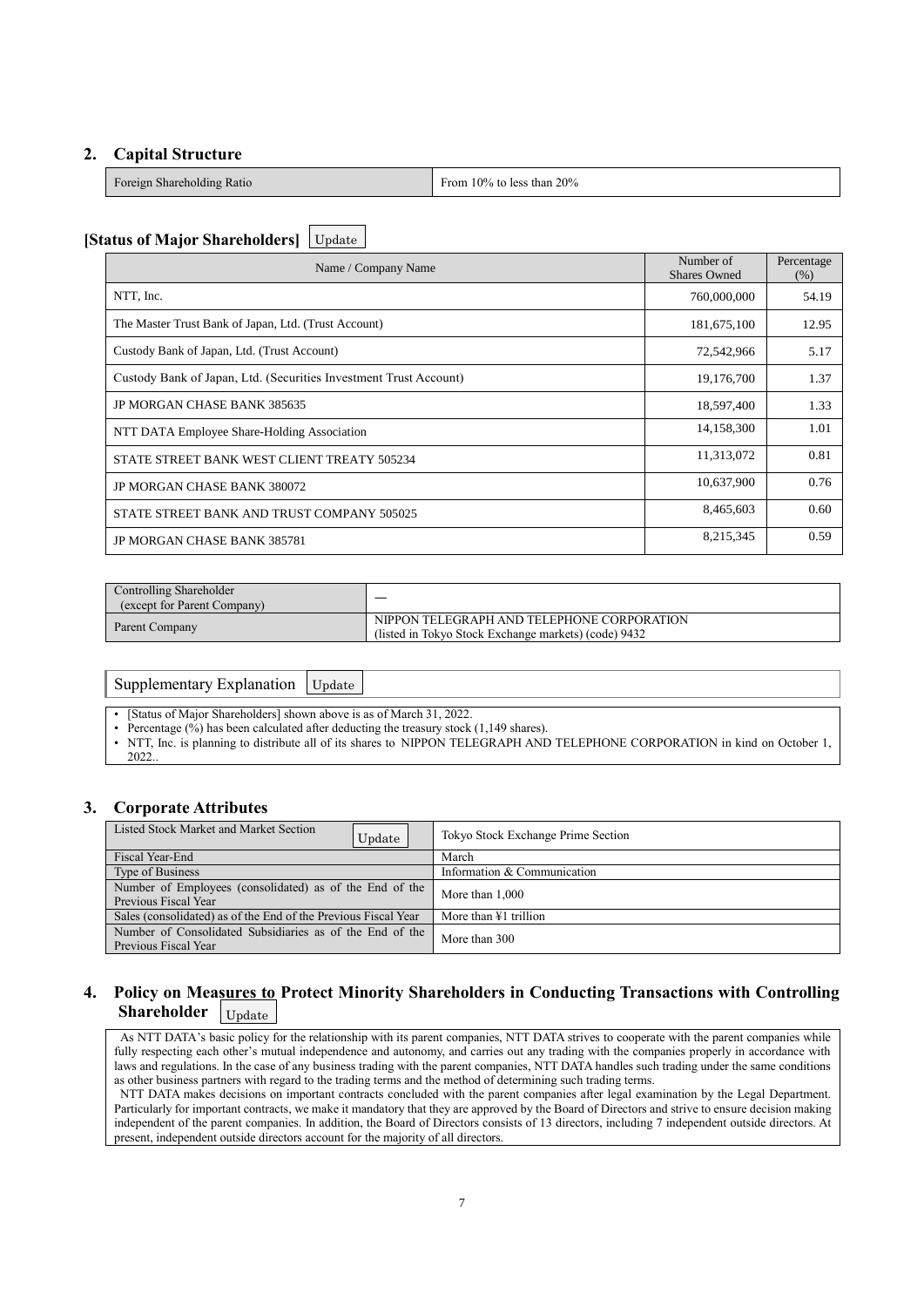## 2. Capital Structure

| Foreign Shareholding Ratio | From 10% to less than 20% |
|---|---|

### [Status of Major Shareholders] Update

| Name / Company Name | Number of Shares Owned | Percentage (%) |
|---|---|---|
| NTT, Inc. | 760,000,000 | 54.19 |
| The Master Trust Bank of Japan, Ltd. (Trust Account) | 181,675,100 | 12.95 |
| Custody Bank of Japan, Ltd. (Trust Account) | 72,542,966 | 5.17 |
| Custody Bank of Japan, Ltd. (Securities Investment Trust Account) | 19,176,700 | 1.37 |
| JP MORGAN CHASE BANK 385635 | 18,597,400 | 1.33 |
| NTT DATA Employee Share-Holding Association | 14,158,300 | 1.01 |
| STATE STREET BANK WEST CLIENT TREATY 505234 | 11,313,072 | 0.81 |
| JP MORGAN CHASE BANK 380072 | 10,637,900 | 0.76 |
| STATE STREET BANK AND TRUST COMPANY 505025 | 8,465,603 | 0.60 |
| JP MORGAN CHASE BANK 385781 | 8,215,345 | 0.59 |

| Controlling Shareholder (except for Parent Company) | — |
|---|---|
| Parent Company | NIPPON TELEGRAPH AND TELEPHONE CORPORATION (listed in Tokyo Stock Exchange markets) (code) 9432 |

### Supplementary Explanation Update

- [Status of Major Shareholders] shown above is as of March 31, 2022.
- Percentage (%) has been calculated after deducting the treasury stock (1,149 shares).
- NTT, Inc. is planning to distribute all of its shares to NIPPON TELEGRAPH AND TELEPHONE CORPORATION in kind on October 1, 2022..

## 3. Corporate Attributes

| Listed Stock Market and Market Section Update | Tokyo Stock Exchange Prime Section |
|---|---|
| Fiscal Year-End | March |
| Type of Business | Information & Communication |
| Number of Employees (consolidated) as of the End of the Previous Fiscal Year | More than 1,000 |
| Sales (consolidated) as of the End of the Previous Fiscal Year | More than ¥1 trillion |
| Number of Consolidated Subsidiaries as of the End of the Previous Fiscal Year | More than 300 |

## 4. Policy on Measures to Protect Minority Shareholders in Conducting Transactions with Controlling Shareholder Update

As NTT DATA's basic policy for the relationship with its parent companies, NTT DATA strives to cooperate with the parent companies while fully respecting each other's mutual independence and autonomy, and carries out any trading with the companies properly in accordance with laws and regulations. In the case of any business trading with the parent companies, NTT DATA handles such trading under the same conditions as other business partners with regard to the trading terms and the method of determining such trading terms.

NTT DATA makes decisions on important contracts concluded with the parent companies after legal examination by the Legal Department. Particularly for important contracts, we make it mandatory that they are approved by the Board of Directors and strive to ensure decision making independent of the parent companies. In addition, the Board of Directors consists of 13 directors, including 7 independent outside directors. At present, independent outside directors account for the majority of all directors.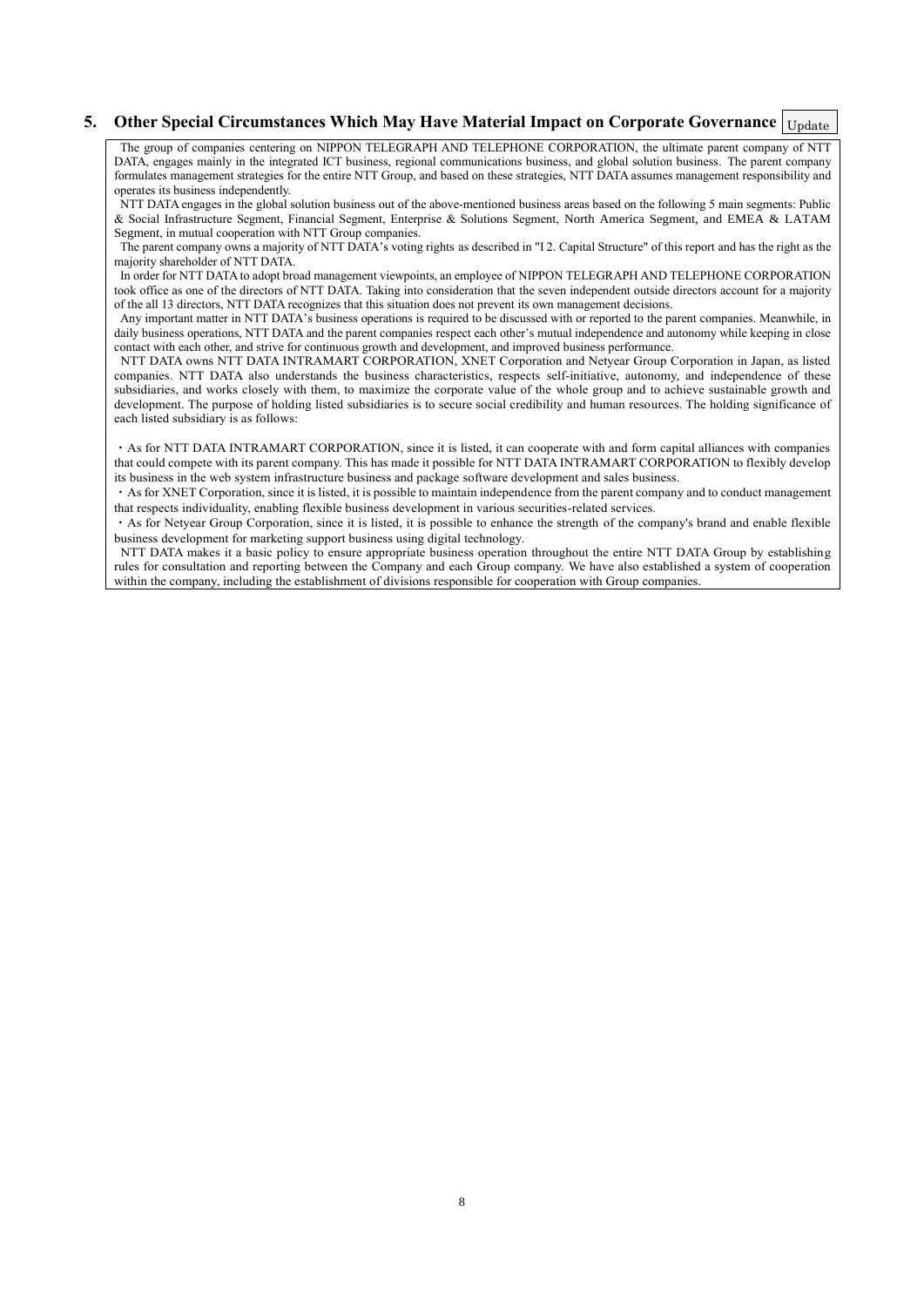## 5. Other Special Circumstances Which May Have Material Impact on Corporate Governance Update

The group of companies centering on NIPPON TELEGRAPH AND TELEPHONE CORPORATION, the ultimate parent company of NTT DATA, engages mainly in the integrated ICT business, regional communications business, and global solution business. The parent company formulates management strategies for the entire NTT Group, and based on these strategies, NTT DATA assumes management responsibility and operates its business independently.

NTT DATA engages in the global solution business out of the above-mentioned business areas based on the following 5 main segments: Public & Social Infrastructure Segment, Financial Segment, Enterprise & Solutions Segment, North America Segment, and EMEA & LATAM Segment, in mutual cooperation with NTT Group companies.

The parent company owns a majority of NTT DATA's voting rights as described in "I 2. Capital Structure" of this report and has the right as the majority shareholder of NTT DATA.

In order for NTT DATA to adopt broad management viewpoints, an employee of NIPPON TELEGRAPH AND TELEPHONE CORPORATION took office as one of the directors of NTT DATA. Taking into consideration that the seven independent outside directors account for a majority of the all 13 directors, NTT DATA recognizes that this situation does not prevent its own management decisions.

Any important matter in NTT DATA's business operations is required to be discussed with or reported to the parent companies. Meanwhile, in daily business operations, NTT DATA and the parent companies respect each other's mutual independence and autonomy while keeping in close contact with each other, and strive for continuous growth and development, and improved business performance.

NTT DATA owns NTT DATA INTRAMART CORPORATION, XNET Corporation and Netyear Group Corporation in Japan, as listed companies. NTT DATA also understands the business characteristics, respects self-initiative, autonomy, and independence of these subsidiaries, and works closely with them, to maximize the corporate value of the whole group and to achieve sustainable growth and development. The purpose of holding listed subsidiaries is to secure social credibility and human resources. The holding significance of each listed subsidiary is as follows:

・As for NTT DATA INTRAMART CORPORATION, since it is listed, it can cooperate with and form capital alliances with companies that could compete with its parent company. This has made it possible for NTT DATA INTRAMART CORPORATION to flexibly develop its business in the web system infrastructure business and package software development and sales business.

・As for XNET Corporation, since it is listed, it is possible to maintain independence from the parent company and to conduct management that respects individuality, enabling flexible business development in various securities-related services.

・As for Netyear Group Corporation, since it is listed, it is possible to enhance the strength of the company's brand and enable flexible business development for marketing support business using digital technology.

NTT DATA makes it a basic policy to ensure appropriate business operation throughout the entire NTT DATA Group by establishing rules for consultation and reporting between the Company and each Group company. We have also established a system of cooperation within the company, including the establishment of divisions responsible for cooperation with Group companies.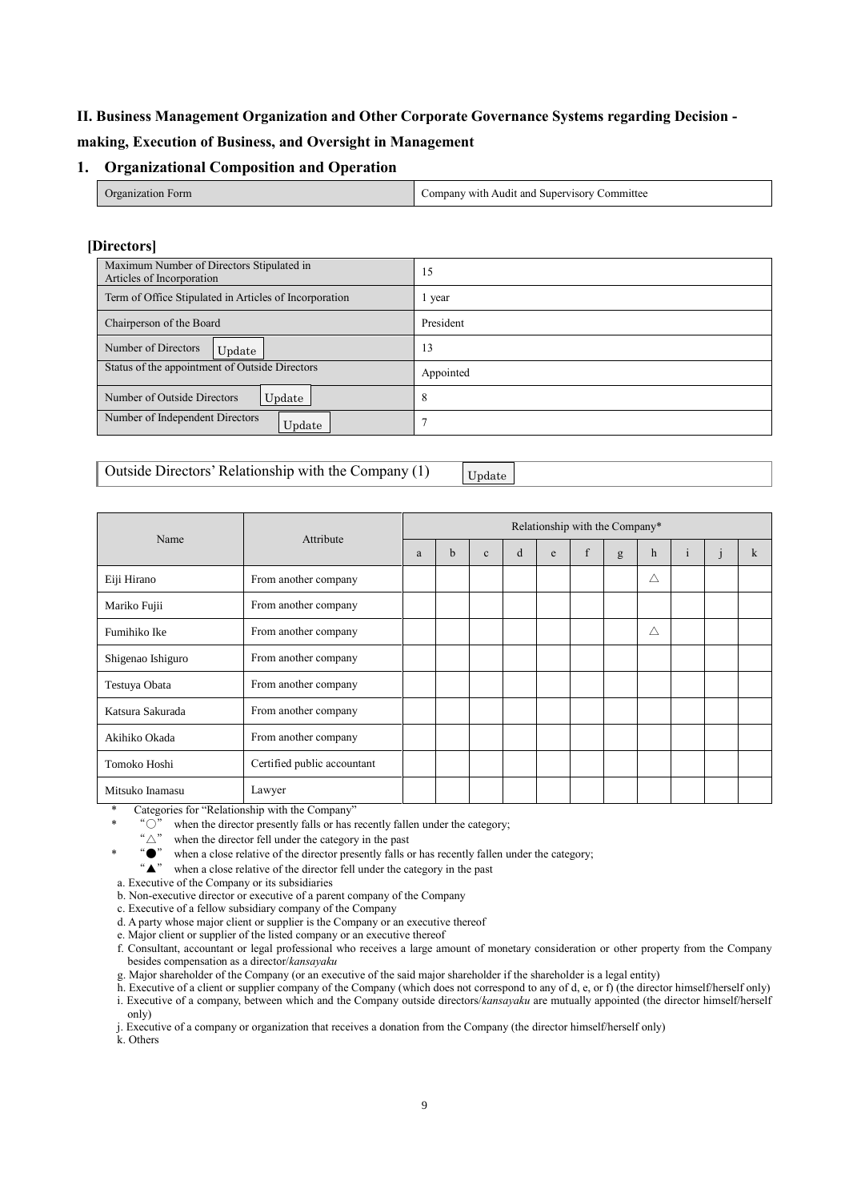## II. Business Management Organization and Other Corporate Governance Systems regarding Decision - making, Execution of Business, and Oversight in Management

### 1. Organizational Composition and Operation

| Organization Form | Company with Audit and Supervisory Committee |
|---|---|

**[Directors]**

| Maximum Number of Directors Stipulated in Articles of Incorporation | 15 |
|---|---|
| Term of Office Stipulated in Articles of Incorporation | 1 year |
| Chairperson of the Board | President |
| Number of Directors Update | 13 |
| Status of the appointment of Outside Directors | Appointed |
| Number of Outside Directors Update | 8 |
| Number of Independent Directors Update | 7 |

Outside Directors' Relationship with the Company (1) Update

| Name | Attribute | Relationship with the Company* | | | | | | | | | | |
|---|---|---|---|---|---|---|---|---|---|---|---|---|
| | | a | b | c | d | e | f | g | h | i | j | k |
| Eiji Hirano | From another company | | | | | | | | △ | | | |
| Mariko Fujii | From another company | | | | | | | | | | | |
| Fumihiko Ike | From another company | | | | | | | | △ | | | |
| Shigenao Ishiguro | From another company | | | | | | | | | | | |
| Testuya Obata | From another company | | | | | | | | | | | |
| Katsura Sakurada | From another company | | | | | | | | | | | |
| Akihiko Okada | From another company | | | | | | | | | | | |
| Tomoko Hoshi | Certified public accountant | | | | | | | | | | | |
| Mitsuko Inamasu | Lawyer | | | | | | | | | | | |

\* Categories for "Relationship with the Company"

\* "○" when the director presently falls or has recently fallen under the category;
"△" when the director fell under the category in the past

\* "●" when a close relative of the director presently falls or has recently fallen under the category;
"▲" when a close relative of the director fell under the category in the past

a. Executive of the Company or its subsidiaries
b. Non-executive director or executive of a parent company of the Company
c. Executive of a fellow subsidiary company of the Company
d. A party whose major client or supplier is the Company or an executive thereof
e. Major client or supplier of the listed company or an executive thereof
f. Consultant, accountant or legal professional who receives a large amount of monetary consideration or other property from the Company besides compensation as a director/*kansayaku*
g. Major shareholder of the Company (or an executive of the said major shareholder if the shareholder is a legal entity)
h. Executive of a client or supplier company of the Company (which does not correspond to any of d, e, or f) (the director himself/herself only)
i. Executive of a company, between which and the Company outside directors/*kansayaku* are mutually appointed (the director himself/herself only)
j. Executive of a company or organization that receives a donation from the Company (the director himself/herself only)
k. Others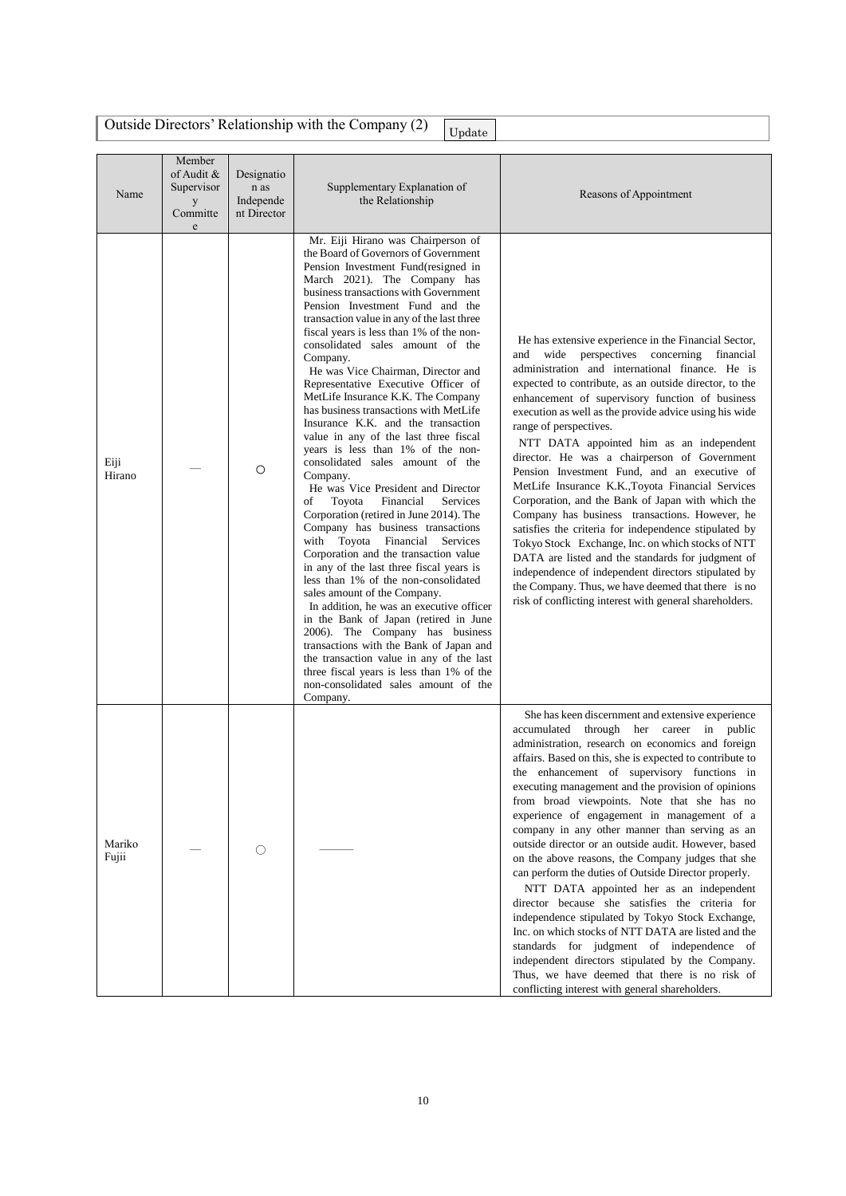## Outside Directors' Relationship with the Company (2) Update

| Name | Member of Audit & Supervisory Committee | Designation as Independent Director | Supplementary Explanation of the Relationship | Reasons of Appointment |
|---|---|---|---|---|
| Eiji Hirano | — | ○ | Mr. Eiji Hirano was Chairperson of the Board of Governors of Government Pension Investment Fund(resigned in March 2021). The Company has business transactions with Government Pension Investment Fund and the transaction value in any of the last three fiscal years is less than 1% of the non-consolidated sales amount of the Company.<br>He was Vice Chairman, Director and Representative Executive Officer of MetLife Insurance K.K. The Company has business transactions with MetLife Insurance K.K. and the transaction value in any of the last three fiscal years is less than 1% of the non-consolidated sales amount of the Company.<br>He was Vice President and Director of Toyota Financial Services Corporation (retired in June 2014). The Company has business transactions with Toyota Financial Services Corporation and the transaction value in any of the last three fiscal years is less than 1% of the non-consolidated sales amount of the Company.<br>In addition, he was an executive officer in the Bank of Japan (retired in June 2006). The Company has business transactions with the Bank of Japan and the transaction value in any of the last three fiscal years is less than 1% of the non-consolidated sales amount of the Company. | He has extensive experience in the Financial Sector, and wide perspectives concerning financial administration and international finance. He is expected to contribute, as an outside director, to the enhancement of supervisory function of business execution as well as the provide advice using his wide range of perspectives.<br>NTT DATA appointed him as an independent director. He was a chairperson of Government Pension Investment Fund, and an executive of MetLife Insurance K.K.,Toyota Financial Services Corporation, and the Bank of Japan with which the Company has business transactions. However, he satisfies the criteria for independence stipulated by Tokyo Stock Exchange, Inc. on which stocks of NTT DATA are listed and the standards for judgment of independence of independent directors stipulated by the Company. Thus, we have deemed that there is no risk of conflicting interest with general shareholders. |
| Mariko Fujii | — | ○ | ——— | She has keen discernment and extensive experience accumulated through her career in public administration, research on economics and foreign affairs. Based on this, she is expected to contribute to the enhancement of supervisory functions in executing management and the provision of opinions from broad viewpoints. Note that she has no experience of engagement in management of a company in any other manner than serving as an outside director or an outside audit. However, based on the above reasons, the Company judges that she can perform the duties of Outside Director properly.<br>NTT DATA appointed her as an independent director because she satisfies the criteria for independence stipulated by Tokyo Stock Exchange, Inc. on which stocks of NTT DATA are listed and the standards for judgment of independence of independent directors stipulated by the Company. Thus, we have deemed that there is no risk of conflicting interest with general shareholders. |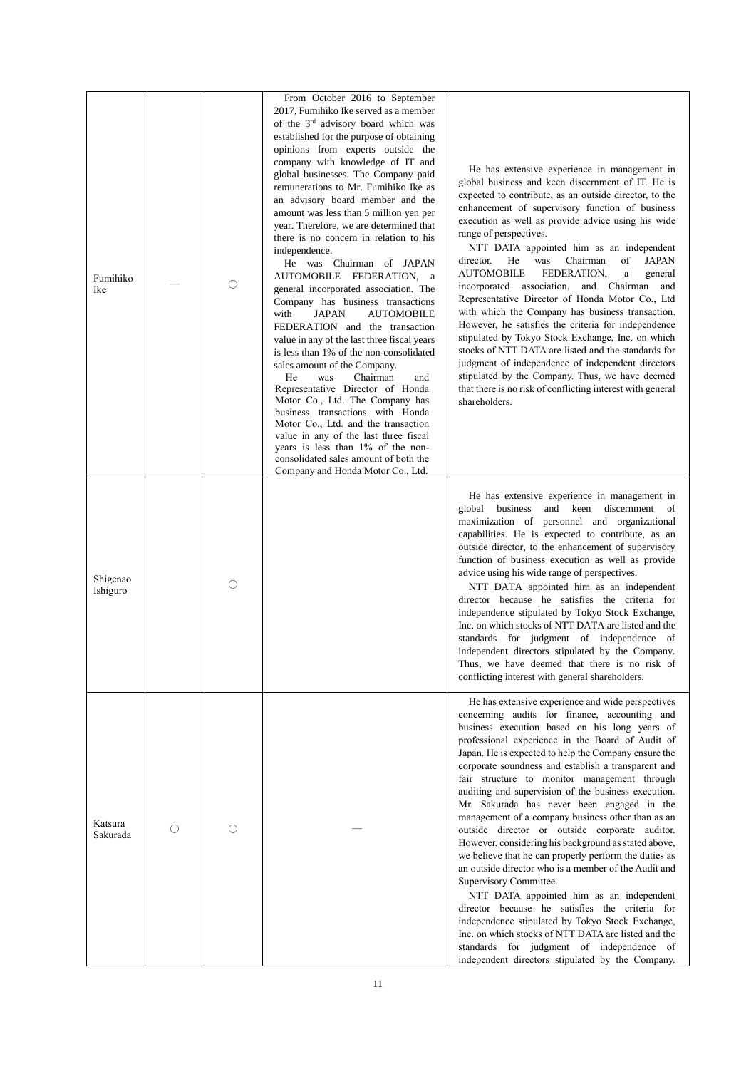| | | | | |
|---|---|---|---|---|
| Fumihiko Ike | — | ○ | From October 2016 to September 2017, Fumihiko Ike served as a member of the 3rd advisory board which was established for the purpose of obtaining opinions from experts outside the company with knowledge of IT and global businesses. The Company paid remunerations to Mr. Fumihiko Ike as an advisory board member and the amount was less than 5 million yen per year. Therefore, we are determined that there is no concern in relation to his independence.<br>He was Chairman of JAPAN AUTOMOBILE FEDERATION, a general incorporated association. The Company has business transactions with JAPAN AUTOMOBILE FEDERATION and the transaction value in any of the last three fiscal years is less than 1% of the non-consolidated sales amount of the Company.<br>He was Chairman and Representative Director of Honda Motor Co., Ltd. The Company has business transactions with Honda Motor Co., Ltd. and the transaction value in any of the last three fiscal years is less than 1% of the non-consolidated sales amount of both the Company and Honda Motor Co., Ltd. | He has extensive experience in management in global business and keen discernment of IT. He is expected to contribute, as an outside director, to the enhancement of supervisory function of business execution as well as provide advice using his wide range of perspectives.<br>NTT DATA appointed him as an independent director. He was Chairman of JAPAN AUTOMOBILE FEDERATION, a general incorporated association, and Chairman and Representative Director of Honda Motor Co., Ltd with which the Company has business transaction. However, he satisfies the criteria for independence stipulated by Tokyo Stock Exchange, Inc. on which stocks of NTT DATA are listed and the standards for judgment of independence of independent directors stipulated by the Company. Thus, we have deemed that there is no risk of conflicting interest with general shareholders. |
| Shigenao Ishiguro | | ○ | | He has extensive experience in management in global business and keen discernment of maximization of personnel and organizational capabilities. He is expected to contribute, as an outside director, to the enhancement of supervisory function of business execution as well as provide advice using his wide range of perspectives.<br>NTT DATA appointed him as an independent director because he satisfies the criteria for independence stipulated by Tokyo Stock Exchange, Inc. on which stocks of NTT DATA are listed and the standards for judgment of independence of independent directors stipulated by the Company. Thus, we have deemed that there is no risk of conflicting interest with general shareholders. |
| Katsura Sakurada | ○ | ○ | — | He has extensive experience and wide perspectives concerning audits for finance, accounting and business execution based on his long years of professional experience in the Board of Audit of Japan. He is expected to help the Company ensure the corporate soundness and establish a transparent and fair structure to monitor management through auditing and supervision of the business execution. Mr. Sakurada has never been engaged in the management of a company business other than as an outside director or outside corporate auditor. However, considering his background as stated above, we believe that he can properly perform the duties as an outside director who is a member of the Audit and Supervisory Committee.<br>NTT DATA appointed him as an independent director because he satisfies the criteria for independence stipulated by Tokyo Stock Exchange, Inc. on which stocks of NTT DATA are listed and the standards for judgment of independence of independent directors stipulated by the Company. |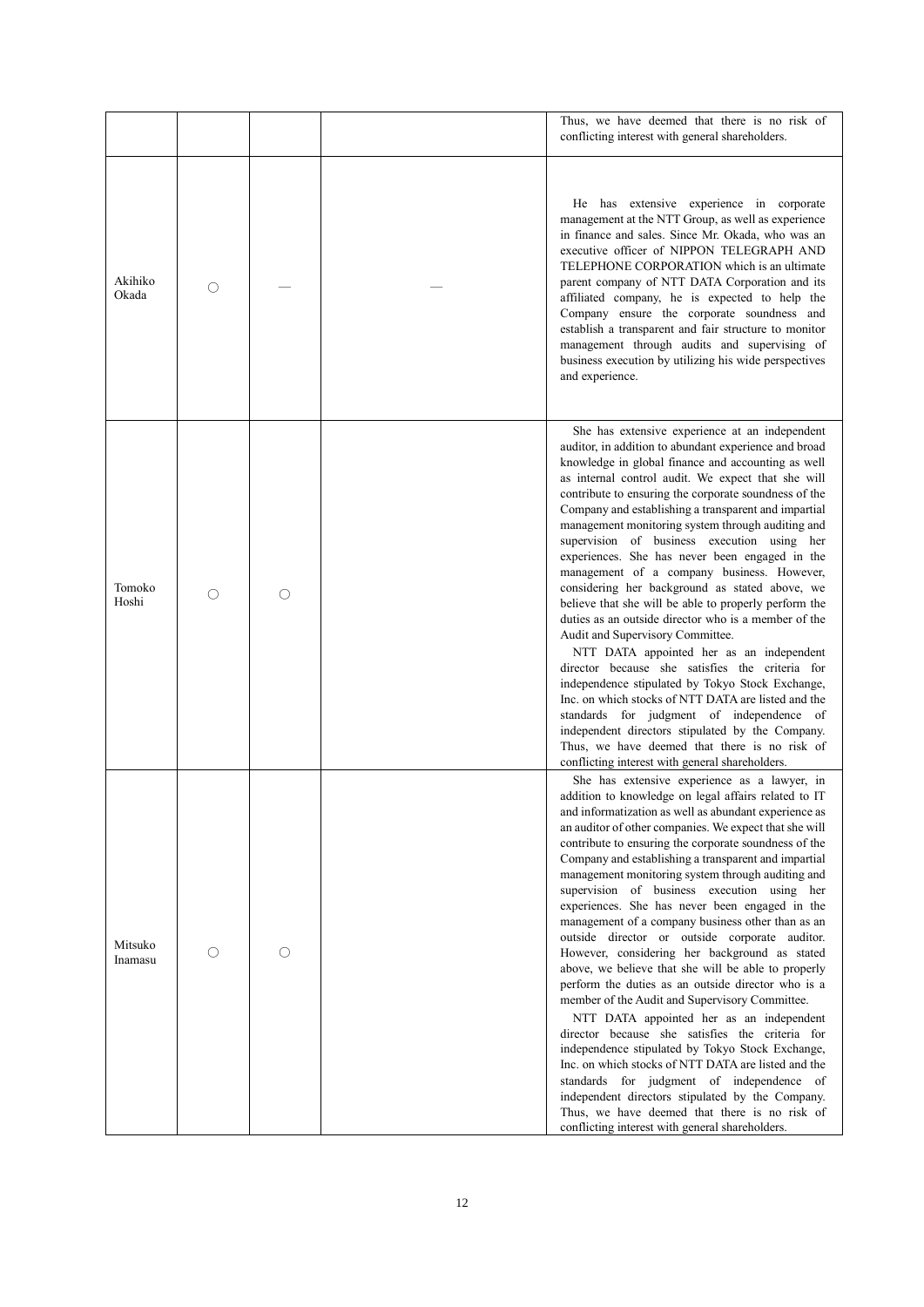| | | | | |
|---|---|---|---|---|
| | | | | Thus, we have deemed that there is no risk of conflicting interest with general shareholders. |
| Akihiko Okada | ○ | — | — | He has extensive experience in corporate management at the NTT Group, as well as experience in finance and sales. Since Mr. Okada, who was an executive officer of NIPPON TELEGRAPH AND TELEPHONE CORPORATION which is an ultimate parent company of NTT DATA Corporation and its affiliated company, he is expected to help the Company ensure the corporate soundness and establish a transparent and fair structure to monitor management through audits and supervising of business execution by utilizing his wide perspectives and experience. |
| Tomoko Hoshi | ○ | ○ | | She has extensive experience at an independent auditor, in addition to abundant experience and broad knowledge in global finance and accounting as well as internal control audit. We expect that she will contribute to ensuring the corporate soundness of the Company and establishing a transparent and impartial management monitoring system through auditing and supervision of business execution using her experiences. She has never been engaged in the management of a company business. However, considering her background as stated above, we believe that she will be able to properly perform the duties as an outside director who is a member of the Audit and Supervisory Committee.<br>NTT DATA appointed her as an independent director because she satisfies the criteria for independence stipulated by Tokyo Stock Exchange, Inc. on which stocks of NTT DATA are listed and the standards for judgment of independence of independent directors stipulated by the Company. Thus, we have deemed that there is no risk of conflicting interest with general shareholders. |
| Mitsuko Inamasu | ○ | ○ | | She has extensive experience as a lawyer, in addition to knowledge on legal affairs related to IT and informatization as well as abundant experience as an auditor of other companies. We expect that she will contribute to ensuring the corporate soundness of the Company and establishing a transparent and impartial management monitoring system through auditing and supervision of business execution using her experiences. She has never been engaged in the management of a company business other than as an outside director or outside corporate auditor. However, considering her background as stated above, we believe that she will be able to properly perform the duties as an outside director who is a member of the Audit and Supervisory Committee.<br>NTT DATA appointed her as an independent director because she satisfies the criteria for independence stipulated by Tokyo Stock Exchange, Inc. on which stocks of NTT DATA are listed and the standards for judgment of independence of independent directors stipulated by the Company. Thus, we have deemed that there is no risk of conflicting interest with general shareholders. |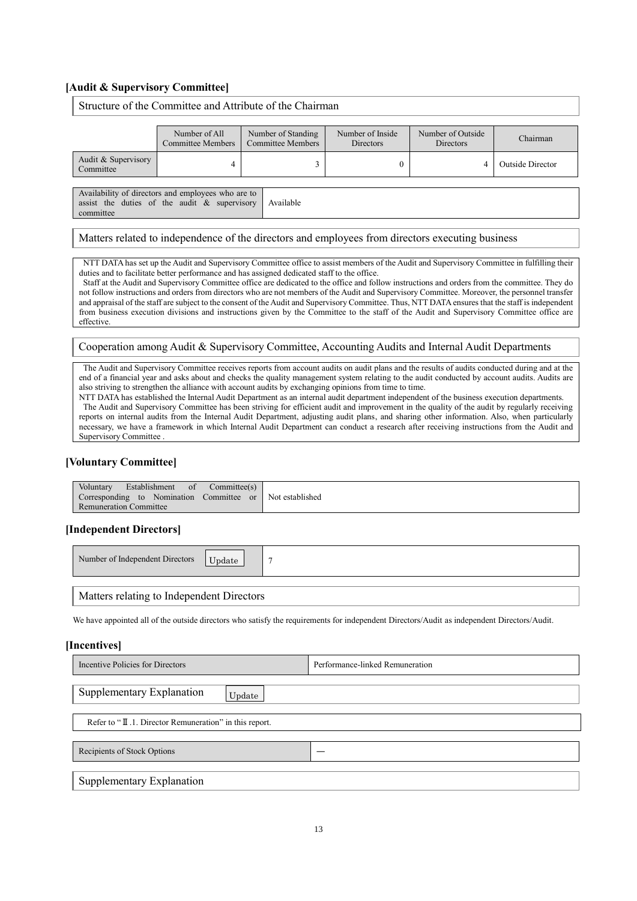### [Audit & Supervisory Committee]

#### Structure of the Committee and Attribute of the Chairman

| | Number of All Committee Members | Number of Standing Committee Members | Number of Inside Directors | Number of Outside Directors | Chairman |
|---|---|---|---|---|---|
| Audit & Supervisory Committee | 4 | 3 | 0 | 4 | Outside Director |

| Availability of directors and employees who are to assist the duties of the audit & supervisory committee | Available |
|---|---|

#### Matters related to independence of the directors and employees from directors executing business

NTT DATA has set up the Audit and Supervisory Committee office to assist members of the Audit and Supervisory Committee in fulfilling their duties and to facilitate better performance and has assigned dedicated staff to the office.

Staff at the Audit and Supervisory Committee office are dedicated to the office and follow instructions and orders from the committee. They do not follow instructions and orders from directors who are not members of the Audit and Supervisory Committee. Moreover, the personnel transfer and appraisal of the staff are subject to the consent of the Audit and Supervisory Committee. Thus, NTT DATA ensures that the staff is independent from business execution divisions and instructions given by the Committee to the staff of the Audit and Supervisory Committee office are effective.

#### Cooperation among Audit & Supervisory Committee, Accounting Audits and Internal Audit Departments

The Audit and Supervisory Committee receives reports from account audits on audit plans and the results of audits conducted during and at the end of a financial year and asks about and checks the quality management system relating to the audit conducted by account audits. Audits are also striving to strengthen the alliance with account audits by exchanging opinions from time to time.

NTT DATA has established the Internal Audit Department as an internal audit department independent of the business execution departments.

The Audit and Supervisory Committee has been striving for efficient audit and improvement in the quality of the audit by regularly receiving reports on internal audits from the Internal Audit Department, adjusting audit plans, and sharing other information. Also, when particularly necessary, we have a framework in which Internal Audit Department can conduct a research after receiving instructions from the Audit and Supervisory Committee .

### [Voluntary Committee]

| Voluntary Establishment of Committee(s) Corresponding to Nomination Committee or Remuneration Committee | Not established |
|---|---|

### [Independent Directors]

| Number of Independent Directors Update | 7 |
|---|---|

#### Matters relating to Independent Directors

We have appointed all of the outside directors who satisfy the requirements for independent Directors/Audit as independent Directors/Audit.

### [Incentives]

| Incentive Policies for Directors | Performance-linked Remuneration |
|---|---|

#### Supplementary Explanation Update

Refer to "Ⅱ.1. Director Remuneration" in this report.

| Recipients of Stock Options | — |
|---|---|

#### Supplementary Explanation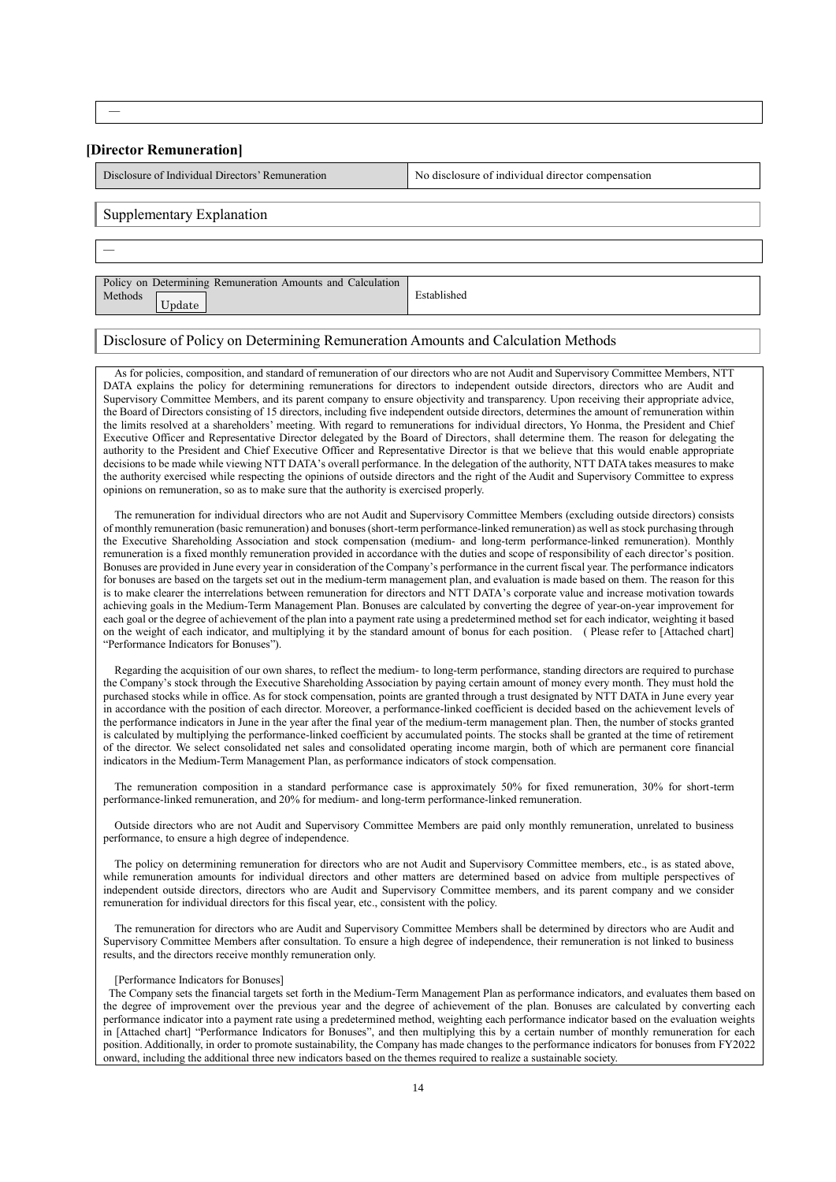—

## [Director Remuneration]

| Disclosure of Individual Directors' Remuneration | No disclosure of individual director compensation |
|---|---|

### Supplementary Explanation

—

| Policy on Determining Remuneration Amounts and Calculation Methods Update | Established |
|---|---|

### Disclosure of Policy on Determining Remuneration Amounts and Calculation Methods

As for policies, composition, and standard of remuneration of our directors who are not Audit and Supervisory Committee Members, NTT DATA explains the policy for determining remunerations for directors to independent outside directors, directors who are Audit and Supervisory Committee Members, and its parent company to ensure objectivity and transparency. Upon receiving their appropriate advice, the Board of Directors consisting of 15 directors, including five independent outside directors, determines the amount of remuneration within the limits resolved at a shareholders' meeting. With regard to remunerations for individual directors, Yo Honma, the President and Chief Executive Officer and Representative Director delegated by the Board of Directors, shall determine them. The reason for delegating the authority to the President and Chief Executive Officer and Representative Director is that we believe that this would enable appropriate decisions to be made while viewing NTT DATA's overall performance. In the delegation of the authority, NTT DATA takes measures to make the authority exercised while respecting the opinions of outside directors and the right of the Audit and Supervisory Committee to express opinions on remuneration, so as to make sure that the authority is exercised properly.

The remuneration for individual directors who are not Audit and Supervisory Committee Members (excluding outside directors) consists of monthly remuneration (basic remuneration) and bonuses (short-term performance-linked remuneration) as well as stock purchasing through the Executive Shareholding Association and stock compensation (medium- and long-term performance-linked remuneration). Monthly remuneration is a fixed monthly remuneration provided in accordance with the duties and scope of responsibility of each director's position. Bonuses are provided in June every year in consideration of the Company's performance in the current fiscal year. The performance indicators for bonuses are based on the targets set out in the medium-term management plan, and evaluation is made based on them. The reason for this is to make clearer the interrelations between remuneration for directors and NTT DATA's corporate value and increase motivation towards achieving goals in the Medium-Term Management Plan. Bonuses are calculated by converting the degree of year-on-year improvement for each goal or the degree of achievement of the plan into a payment rate using a predetermined method set for each indicator, weighting it based on the weight of each indicator, and multiplying it by the standard amount of bonus for each position. ( Please refer to [Attached chart] "Performance Indicators for Bonuses").

Regarding the acquisition of our own shares, to reflect the medium- to long-term performance, standing directors are required to purchase the Company's stock through the Executive Shareholding Association by paying certain amount of money every month. They must hold the purchased stocks while in office. As for stock compensation, points are granted through a trust designated by NTT DATA in June every year in accordance with the position of each director. Moreover, a performance-linked coefficient is decided based on the achievement levels of the performance indicators in June in the year after the final year of the medium-term management plan. Then, the number of stocks granted is calculated by multiplying the performance-linked coefficient by accumulated points. The stocks shall be granted at the time of retirement of the director. We select consolidated net sales and consolidated operating income margin, both of which are permanent core financial indicators in the Medium-Term Management Plan, as performance indicators of stock compensation.

The remuneration composition in a standard performance case is approximately 50% for fixed remuneration, 30% for short-term performance-linked remuneration, and 20% for medium- and long-term performance-linked remuneration.

Outside directors who are not Audit and Supervisory Committee Members are paid only monthly remuneration, unrelated to business performance, to ensure a high degree of independence.

The policy on determining remuneration for directors who are not Audit and Supervisory Committee members, etc., is as stated above, while remuneration amounts for individual directors and other matters are determined based on advice from multiple perspectives of independent outside directors, directors who are Audit and Supervisory Committee members, and its parent company and we consider remuneration for individual directors for this fiscal year, etc., consistent with the policy.

The remuneration for directors who are Audit and Supervisory Committee Members shall be determined by directors who are Audit and Supervisory Committee Members after consultation. To ensure a high degree of independence, their remuneration is not linked to business results, and the directors receive monthly remuneration only.

[Performance Indicators for Bonuses]

The Company sets the financial targets set forth in the Medium-Term Management Plan as performance indicators, and evaluates them based on the degree of improvement over the previous year and the degree of achievement of the plan. Bonuses are calculated by converting each performance indicator into a payment rate using a predetermined method, weighting each performance indicator based on the evaluation weights in [Attached chart] "Performance Indicators for Bonuses", and then multiplying this by a certain number of monthly remuneration for each position. Additionally, in order to promote sustainability, the Company has made changes to the performance indicators for bonuses from FY2022 onward, including the additional three new indicators based on the themes required to realize a sustainable society.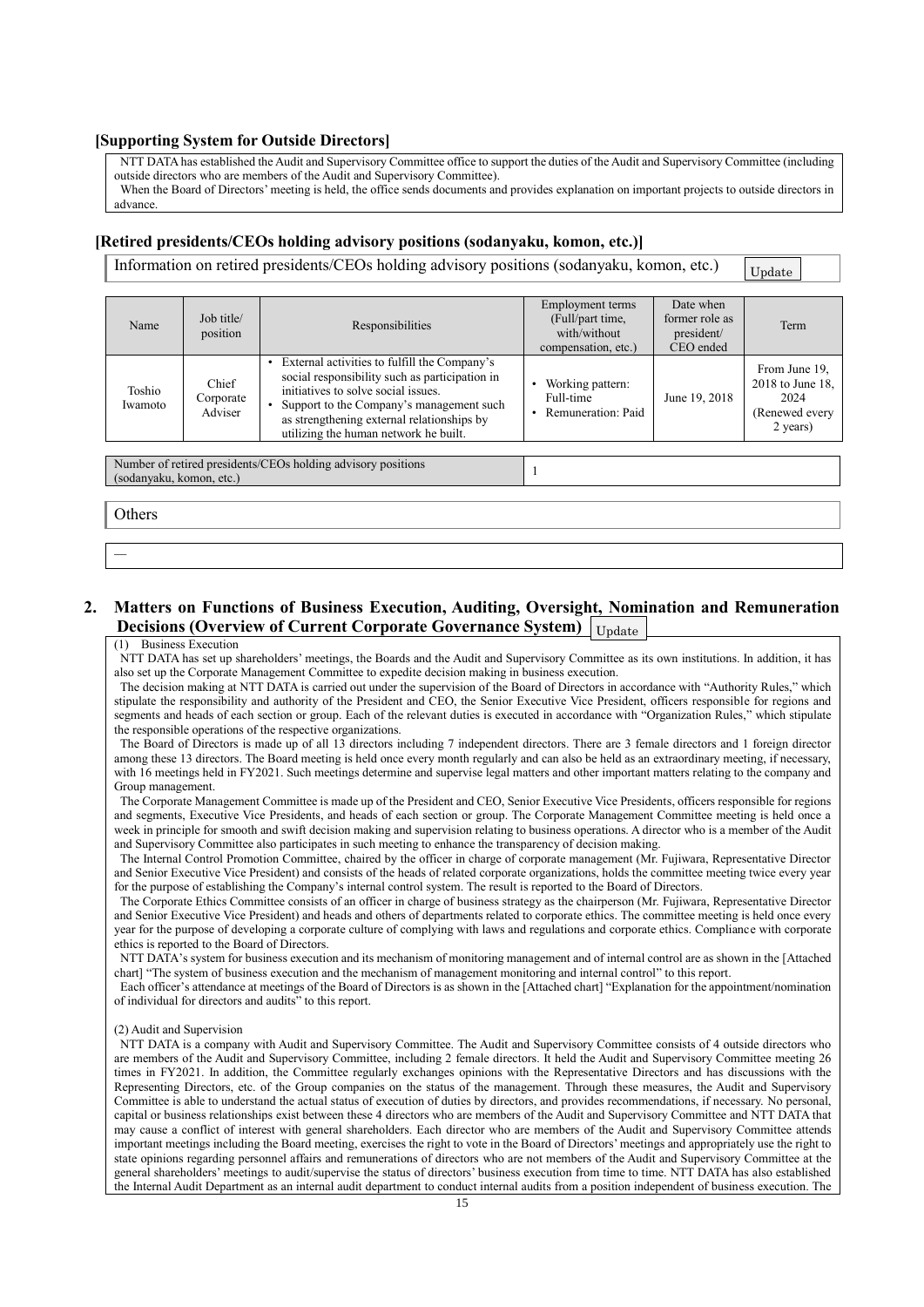### [Supporting System for Outside Directors]

NTT DATA has established the Audit and Supervisory Committee office to support the duties of the Audit and Supervisory Committee (including outside directors who are members of the Audit and Supervisory Committee).
When the Board of Directors' meeting is held, the office sends documents and provides explanation on important projects to outside directors in advance.

### [Retired presidents/CEOs holding advisory positions (sodanyaku, komon, etc.)]

Information on retired presidents/CEOs holding advisory positions (sodanyaku, komon, etc.) Update

| Name | Job title/ position | Responsibilities | Employment terms (Full/part time, with/without compensation, etc.) | Date when former role as president/ CEO ended | Term |
|---|---|---|---|---|---|
| Toshio Iwamoto | Chief Corporate Adviser | • External activities to fulfill the Company's social responsibility such as participation in initiatives to solve social issues. • Support to the Company's management such as strengthening external relationships by utilizing the human network he built. | • Working pattern: Full-time • Remuneration: Paid | June 19, 2018 | From June 19, 2018 to June 18, 2024 (Renewed every 2 years) |

| Number of retired presidents/CEOs holding advisory positions (sodanyaku, komon, etc.) | 1 |
|---|---|

Others

—

## 2. Matters on Functions of Business Execution, Auditing, Oversight, Nomination and Remuneration Decisions (Overview of Current Corporate Governance System) Update

(1) Business Execution

NTT DATA has set up shareholders' meetings, the Boards and the Audit and Supervisory Committee as its own institutions. In addition, it has also set up the Corporate Management Committee to expedite decision making in business execution.

The decision making at NTT DATA is carried out under the supervision of the Board of Directors in accordance with "Authority Rules," which stipulate the responsibility and authority of the President and CEO, the Senior Executive Vice President, officers responsible for regions and segments and heads of each section or group. Each of the relevant duties is executed in accordance with "Organization Rules," which stipulate the responsible operations of the respective organizations.

The Board of Directors is made up of all 13 directors including 7 independent directors. There are 3 female directors and 1 foreign director among these 13 directors. The Board meeting is held once every month regularly and can also be held as an extraordinary meeting, if necessary, with 16 meetings held in FY2021. Such meetings determine and supervise legal matters and other important matters relating to the company and Group management.

The Corporate Management Committee is made up of the President and CEO, Senior Executive Vice Presidents, officers responsible for regions and segments, Executive Vice Presidents, and heads of each section or group. The Corporate Management Committee meeting is held once a week in principle for smooth and swift decision making and supervision relating to business operations. A director who is a member of the Audit and Supervisory Committee also participates in such meeting to enhance the transparency of decision making.

The Internal Control Promotion Committee, chaired by the officer in charge of corporate management (Mr. Fujiwara, Representative Director and Senior Executive Vice President) and consists of the heads of related corporate organizations, holds the committee meeting twice every year for the purpose of establishing the Company's internal control system. The result is reported to the Board of Directors.

The Corporate Ethics Committee consists of an officer in charge of business strategy as the chairperson (Mr. Fujiwara, Representative Director and Senior Executive Vice President) and heads and others of departments related to corporate ethics. The committee meeting is held once every year for the purpose of developing a corporate culture of complying with laws and regulations and corporate ethics. Compliance with corporate ethics is reported to the Board of Directors.

NTT DATA's system for business execution and its mechanism of monitoring management and of internal control are as shown in the [Attached chart] "The system of business execution and the mechanism of management monitoring and internal control" to this report.

Each officer's attendance at meetings of the Board of Directors is as shown in the [Attached chart] "Explanation for the appointment/nomination of individual for directors and audits" to this report.

(2) Audit and Supervision

NTT DATA is a company with Audit and Supervisory Committee. The Audit and Supervisory Committee consists of 4 outside directors who are members of the Audit and Supervisory Committee, including 2 female directors. It held the Audit and Supervisory Committee meeting 26 times in FY2021. In addition, the Committee regularly exchanges opinions with the Representative Directors and has discussions with the Representing Directors, etc. of the Group companies on the status of the management. Through these measures, the Audit and Supervisory Committee is able to understand the actual status of execution of duties by directors, and provides recommendations, if necessary. No personal, capital or business relationships exist between these 4 directors who are members of the Audit and Supervisory Committee and NTT DATA that may cause a conflict of interest with general shareholders. Each director who are members of the Audit and Supervisory Committee attends important meetings including the Board meeting, exercises the right to vote in the Board of Directors' meetings and appropriately use the right to state opinions regarding personnel affairs and remunerations of directors who are not members of the Audit and Supervisory Committee at the general shareholders' meetings to audit/supervise the status of directors' business execution from time to time. NTT DATA has also established the Internal Audit Department as an internal audit department to conduct internal audits from a position independent of business execution. The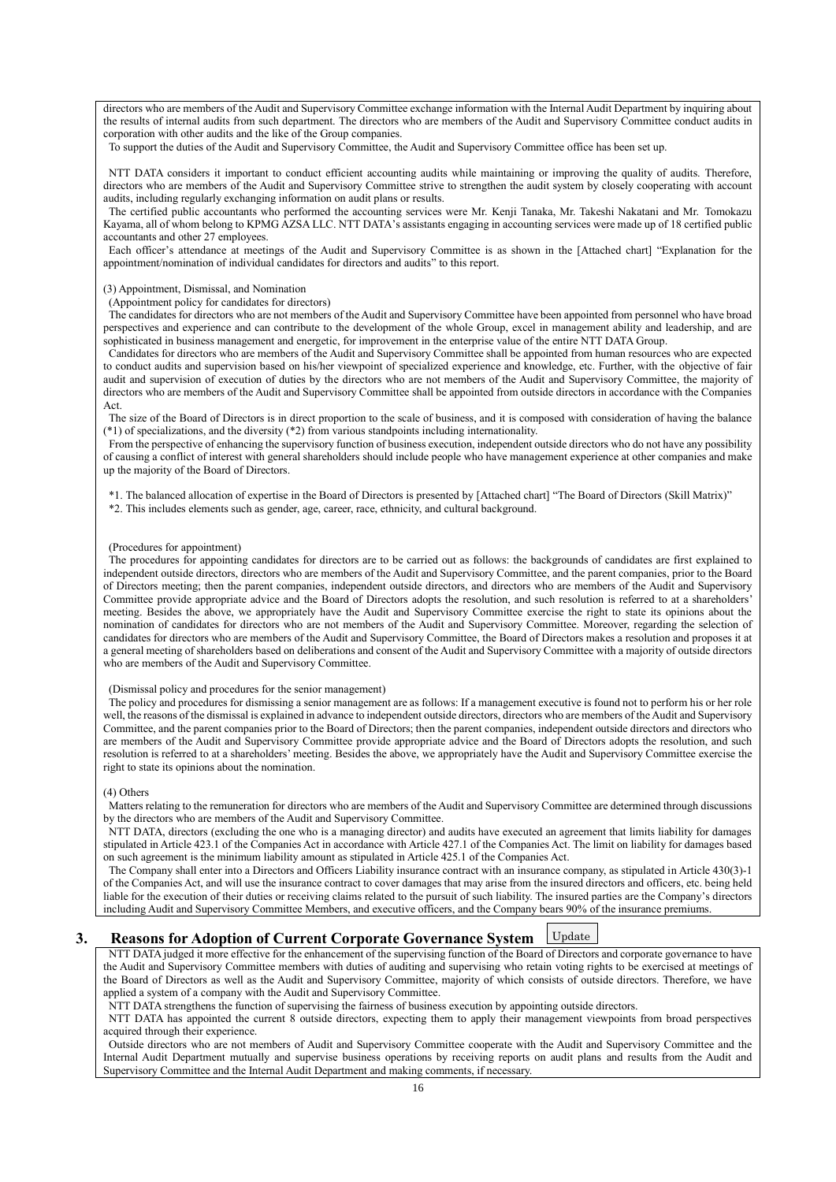directors who are members of the Audit and Supervisory Committee exchange information with the Internal Audit Department by inquiring about the results of internal audits from such department. The directors who are members of the Audit and Supervisory Committee conduct audits in corporation with other audits and the like of the Group companies.

To support the duties of the Audit and Supervisory Committee, the Audit and Supervisory Committee office has been set up.

NTT DATA considers it important to conduct efficient accounting audits while maintaining or improving the quality of audits. Therefore, directors who are members of the Audit and Supervisory Committee strive to strengthen the audit system by closely cooperating with account audits, including regularly exchanging information on audit plans or results.

The certified public accountants who performed the accounting services were Mr. Kenji Tanaka, Mr. Takeshi Nakatani and Mr. Tomokazu Kayama, all of whom belong to KPMG AZSA LLC. NTT DATA's assistants engaging in accounting services were made up of 18 certified public accountants and other 27 employees.

Each officer's attendance at meetings of the Audit and Supervisory Committee is as shown in the [Attached chart] "Explanation for the appointment/nomination of individual candidates for directors and audits" to this report.

(3) Appointment, Dismissal, and Nomination

(Appointment policy for candidates for directors)

The candidates for directors who are not members of the Audit and Supervisory Committee have been appointed from personnel who have broad perspectives and experience and can contribute to the development of the whole Group, excel in management ability and leadership, and are sophisticated in business management and energetic, for improvement in the enterprise value of the entire NTT DATA Group.

Candidates for directors who are members of the Audit and Supervisory Committee shall be appointed from human resources who are expected to conduct audits and supervision based on his/her viewpoint of specialized experience and knowledge, etc. Further, with the objective of fair audit and supervision of execution of duties by the directors who are not members of the Audit and Supervisory Committee, the majority of directors who are members of the Audit and Supervisory Committee shall be appointed from outside directors in accordance with the Companies Act.

The size of the Board of Directors is in direct proportion to the scale of business, and it is composed with consideration of having the balance (*1) of specializations, and the diversity (*2) from various standpoints including internationality.

From the perspective of enhancing the supervisory function of business execution, independent outside directors who do not have any possibility of causing a conflict of interest with general shareholders should include people who have management experience at other companies and make up the majority of the Board of Directors.

*1. The balanced allocation of expertise in the Board of Directors is presented by [Attached chart] "The Board of Directors (Skill Matrix)"

*2. This includes elements such as gender, age, career, race, ethnicity, and cultural background.

(Procedures for appointment)

The procedures for appointing candidates for directors are to be carried out as follows: the backgrounds of candidates are first explained to independent outside directors, directors who are members of the Audit and Supervisory Committee, and the parent companies, prior to the Board of Directors meeting; then the parent companies, independent outside directors, and directors who are members of the Audit and Supervisory Committee provide appropriate advice and the Board of Directors adopts the resolution, and such resolution is referred to at a shareholders' meeting. Besides the above, we appropriately have the Audit and Supervisory Committee exercise the right to state its opinions about the nomination of candidates for directors who are not members of the Audit and Supervisory Committee. Moreover, regarding the selection of candidates for directors who are members of the Audit and Supervisory Committee, the Board of Directors makes a resolution and proposes it at a general meeting of shareholders based on deliberations and consent of the Audit and Supervisory Committee with a majority of outside directors who are members of the Audit and Supervisory Committee.

(Dismissal policy and procedures for the senior management)

The policy and procedures for dismissing a senior management are as follows: If a management executive is found not to perform his or her role well, the reasons of the dismissal is explained in advance to independent outside directors, directors who are members of the Audit and Supervisory Committee, and the parent companies prior to the Board of Directors; then the parent companies, independent outside directors and directors who are members of the Audit and Supervisory Committee provide appropriate advice and the Board of Directors adopts the resolution, and such resolution is referred to at a shareholders' meeting. Besides the above, we appropriately have the Audit and Supervisory Committee exercise the right to state its opinions about the nomination.

(4) Others

Matters relating to the remuneration for directors who are members of the Audit and Supervisory Committee are determined through discussions by the directors who are members of the Audit and Supervisory Committee.

NTT DATA, directors (excluding the one who is a managing director) and audits have executed an agreement that limits liability for damages stipulated in Article 423.1 of the Companies Act in accordance with Article 427.1 of the Companies Act. The limit on liability for damages based on such agreement is the minimum liability amount as stipulated in Article 425.1 of the Companies Act.

The Company shall enter into a Directors and Officers Liability insurance contract with an insurance company, as stipulated in Article 430(3)-1 of the Companies Act, and will use the insurance contract to cover damages that may arise from the insured directors and officers, etc. being held liable for the execution of their duties or receiving claims related to the pursuit of such liability. The insured parties are the Company's directors including Audit and Supervisory Committee Members, and executive officers, and the Company bears 90% of the insurance premiums.

## 3. Reasons for Adoption of Current Corporate Governance System Update

NTT DATA judged it more effective for the enhancement of the supervising function of the Board of Directors and corporate governance to have the Audit and Supervisory Committee members with duties of auditing and supervising who retain voting rights to be exercised at meetings of the Board of Directors as well as the Audit and Supervisory Committee, majority of which consists of outside directors. Therefore, we have applied a system of a company with the Audit and Supervisory Committee.

NTT DATA strengthens the function of supervising the fairness of business execution by appointing outside directors.

NTT DATA has appointed the current 8 outside directors, expecting them to apply their management viewpoints from broad perspectives acquired through their experience.

Outside directors who are not members of Audit and Supervisory Committee cooperate with the Audit and Supervisory Committee and the Internal Audit Department mutually and supervise business operations by receiving reports on audit plans and results from the Audit and Supervisory Committee and the Internal Audit Department and making comments, if necessary.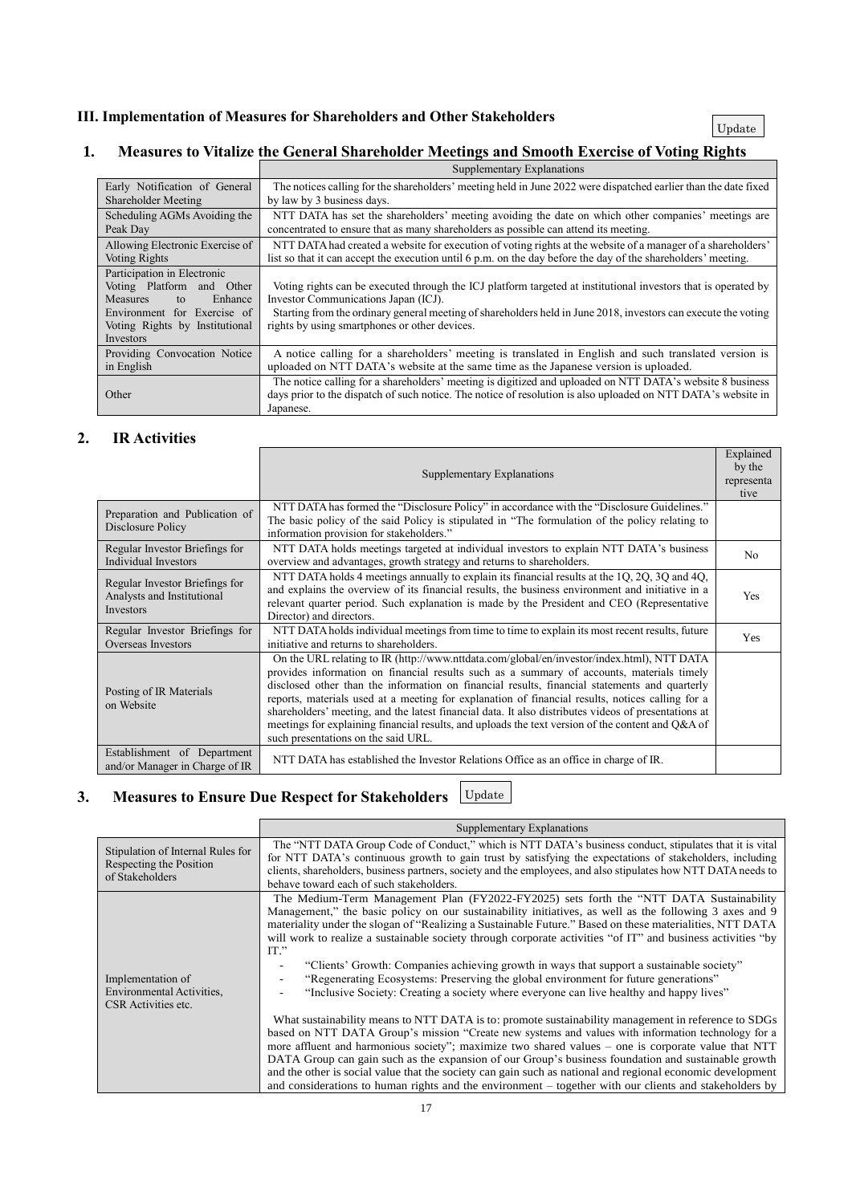## III. Implementation of Measures for Shareholders and Other Stakeholders

Update

### 1. Measures to Vitalize the General Shareholder Meetings and Smooth Exercise of Voting Rights

| | Supplementary Explanations |
|---|---|
| Early Notification of General Shareholder Meeting | The notices calling for the shareholders' meeting held in June 2022 were dispatched earlier than the date fixed by law by 3 business days. |
| Scheduling AGMs Avoiding the Peak Day | NTT DATA has set the shareholders' meeting avoiding the date on which other companies' meetings are concentrated to ensure that as many shareholders as possible can attend its meeting. |
| Allowing Electronic Exercise of Voting Rights | NTT DATA had created a website for execution of voting rights at the website of a manager of a shareholders' list so that it can accept the execution until 6 p.m. on the day before the day of the shareholders' meeting. |
| Participation in Electronic Voting Platform and Other Measures to Enhance Environment for Exercise of Voting Rights by Institutional Investors | Voting rights can be executed through the ICJ platform targeted at institutional investors that is operated by Investor Communications Japan (ICJ). Starting from the ordinary general meeting of shareholders held in June 2018, investors can execute the voting rights by using smartphones or other devices. |
| Providing Convocation Notice in English | A notice calling for a shareholders' meeting is translated in English and such translated version is uploaded on NTT DATA's website at the same time as the Japanese version is uploaded. |
| Other | The notice calling for a shareholders' meeting is digitized and uploaded on NTT DATA's website 8 business days prior to the dispatch of such notice. The notice of resolution is also uploaded on NTT DATA's website in Japanese. |

### 2. IR Activities

| | Supplementary Explanations | Explained by the representative |
|---|---|---|
| Preparation and Publication of Disclosure Policy | NTT DATA has formed the "Disclosure Policy" in accordance with the "Disclosure Guidelines." The basic policy of the said Policy is stipulated in "The formulation of the policy relating to information provision for stakeholders." | |
| Regular Investor Briefings for Individual Investors | NTT DATA holds meetings targeted at individual investors to explain NTT DATA's business overview and advantages, growth strategy and returns to shareholders. | No |
| Regular Investor Briefings for Analysts and Institutional Investors | NTT DATA holds 4 meetings annually to explain its financial results at the 1Q, 2Q, 3Q and 4Q, and explains the overview of its financial results, the business environment and initiative in a relevant quarter period. Such explanation is made by the President and CEO (Representative Director) and directors. | Yes |
| Regular Investor Briefings for Overseas Investors | NTT DATA holds individual meetings from time to time to explain its most recent results, future initiative and returns to shareholders. | Yes |
| Posting of IR Materials on Website | On the URL relating to IR (http://www.nttdata.com/global/en/investor/index.html), NTT DATA provides information on financial results such as a summary of accounts, materials timely disclosed other than the information on financial results, financial statements and quarterly reports, materials used at a meeting for explanation of financial results, notices calling for a shareholders' meeting, and the latest financial data. It also distributes videos of presentations at meetings for explaining financial results, and uploads the text version of the content and Q&A of such presentations on the said URL. | |
| Establishment of Department and/or Manager in Charge of IR | NTT DATA has established the Investor Relations Office as an office in charge of IR. | |

### 3. Measures to Ensure Due Respect for Stakeholders

Update

| | Supplementary Explanations |
|---|---|
| Stipulation of Internal Rules for Respecting the Position of Stakeholders | The "NTT DATA Group Code of Conduct," which is NTT DATA's business conduct, stipulates that it is vital for NTT DATA's continuous growth to gain trust by satisfying the expectations of stakeholders, including clients, shareholders, business partners, society and the employees, and also stipulates how NTT DATA needs to behave toward each of such stakeholders. |
| Implementation of Environmental Activities, CSR Activities etc. | The Medium-Term Management Plan (FY2022-FY2025) sets forth the "NTT DATA Sustainability Management," the basic policy on our sustainability initiatives, as well as the following 3 axes and 9 materiality under the slogan of "Realizing a Sustainable Future." Based on these materialities, NTT DATA will work to realize a sustainable society through corporate activities "of IT" and business activities "by IT."<br>- "Clients' Growth: Companies achieving growth in ways that support a sustainable society"<br>- "Regenerating Ecosystems: Preserving the global environment for future generations"<br>- "Inclusive Society: Creating a society where everyone can live healthy and happy lives"<br><br>What sustainability means to NTT DATA is to: promote sustainability management in reference to SDGs based on NTT DATA Group's mission "Create new systems and values with information technology for a more affluent and harmonious society"; maximize two shared values – one is corporate value that NTT DATA Group can gain such as the expansion of our Group's business foundation and sustainable growth and the other is social value that the society can gain such as national and regional economic development and considerations to human rights and the environment – together with our clients and stakeholders by |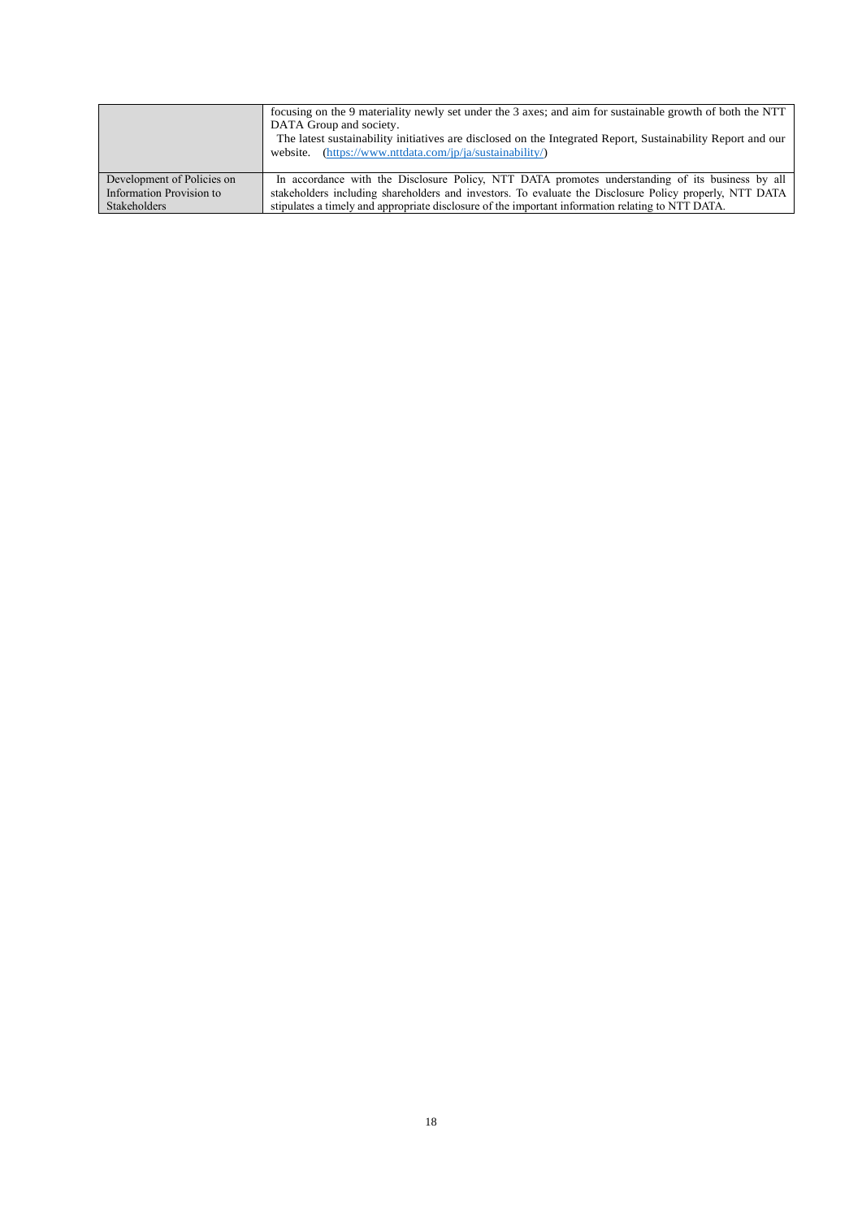| | |
|---|---|
| | focusing on the 9 materiality newly set under the 3 axes; and aim for sustainable growth of both the NTT DATA Group and society.<br>The latest sustainability initiatives are disclosed on the Integrated Report, Sustainability Report and our website. (https://www.nttdata.com/jp/ja/sustainability/) |
| Development of Policies on Information Provision to Stakeholders | In accordance with the Disclosure Policy, NTT DATA promotes understanding of its business by all stakeholders including shareholders and investors. To evaluate the Disclosure Policy properly, NTT DATA stipulates a timely and appropriate disclosure of the important information relating to NTT DATA. |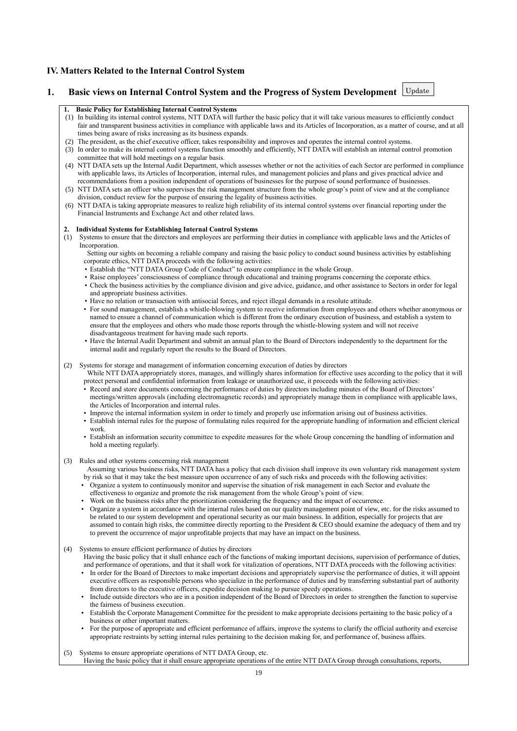## IV. Matters Related to the Internal Control System

### 1. Basic views on Internal Control System and the Progress of System Development Update

**1. Basic Policy for Establishing Internal Control Systems**

(1) In building its internal control systems, NTT DATA will further the basic policy that it will take various measures to efficiently conduct fair and transparent business activities in compliance with applicable laws and its Articles of Incorporation, as a matter of course, and at all times being aware of risks increasing as its business expands.

(2) The president, as the chief executive officer, takes responsibility and improves and operates the internal control systems.

(3) In order to make its internal control systems function smoothly and efficiently, NTT DATA will establish an internal control promotion committee that will hold meetings on a regular basis.

(4) NTT DATA sets up the Internal Audit Department, which assesses whether or not the activities of each Sector are performed in compliance with applicable laws, its Articles of Incorporation, internal rules, and management policies and plans and gives practical advice and recommendations from a position independent of operations of businesses for the purpose of sound performance of businesses.

(5) NTT DATA sets an officer who supervises the risk management structure from the whole group's point of view and at the compliance division, conduct review for the purpose of ensuring the legality of business activities.

(6) NTT DATA is taking appropriate measures to realize high reliability of its internal control systems over financial reporting under the Financial Instruments and Exchange Act and other related laws.

**2. Individual Systems for Establishing Internal Control Systems**

(1) Systems to ensure that the directors and employees are performing their duties in compliance with applicable laws and the Articles of Incorporation.

Setting our sights on becoming a reliable company and raising the basic policy to conduct sound business activities by establishing corporate ethics, NTT DATA proceeds with the following activities:

- Establish the "NTT DATA Group Code of Conduct" to ensure compliance in the whole Group.
- Raise employees' consciousness of compliance through educational and training programs concerning the corporate ethics.
- Check the business activities by the compliance division and give advice, guidance, and other assistance to Sectors in order for legal and appropriate business activities.
- Have no relation or transaction with antisocial forces, and reject illegal demands in a resolute attitude.
- For sound management, establish a whistle-blowing system to receive information from employees and others whether anonymous or named to ensure a channel of communication which is different from the ordinary execution of business, and establish a system to ensure that the employees and others who made those reports through the whistle-blowing system and will not receive disadvantageous treatment for having made such reports.
- Have the Internal Audit Department and submit an annual plan to the Board of Directors independently to the department for the internal audit and regularly report the results to the Board of Directors.

(2) Systems for storage and management of information concerning execution of duties by directors

While NTT DATA appropriately stores, manages, and willingly shares information for effective uses according to the policy that it will protect personal and confidential information from leakage or unauthorized use, it proceeds with the following activities:

- Record and store documents concerning the performance of duties by directors including minutes of the Board of Directors' meetings/written approvals (including electromagnetic records) and appropriately manage them in compliance with applicable laws, the Articles of Incorporation and internal rules.
- Improve the internal information system in order to timely and properly use information arising out of business activities.
- Establish internal rules for the purpose of formulating rules required for the appropriate handling of information and efficient clerical work.
- Establish an information security committee to expedite measures for the whole Group concerning the handling of information and hold a meeting regularly.

(3) Rules and other systems concerning risk management

Assuming various business risks, NTT DATA has a policy that each division shall improve its own voluntary risk management system by risk so that it may take the best measure upon occurrence of any of such risks and proceeds with the following activities:

- Organize a system to continuously monitor and supervise the situation of risk management in each Sector and evaluate the effectiveness to organize and promote the risk management from the whole Group's point of view.
- Work on the business risks after the prioritization considering the frequency and the impact of occurrence.
- Organize a system in accordance with the internal rules based on our quality management point of view, etc. for the risks assumed to be related to our system development and operational security as our main business. In addition, especially for projects that are assumed to contain high risks, the committee directly reporting to the President & CEO should examine the adequacy of them and try to prevent the occurrence of major unprofitable projects that may have an impact on the business.

(4) Systems to ensure efficient performance of duties by directors

Having the basic policy that it shall enhance each of the functions of making important decisions, supervision of performance of duties, and performance of operations, and that it shall work for vitalization of operations, NTT DATA proceeds with the following activities:

- In order for the Board of Directors to make important decisions and appropriately supervise the performance of duties, it will appoint executive officers as responsible persons who specialize in the performance of duties and by transferring substantial part of authority from directors to the executive officers, expedite decision making to pursue speedy operations.
- Include outside directors who are in a position independent of the Board of Directors in order to strengthen the function to supervise the fairness of business execution.
- Establish the Corporate Management Committee for the president to make appropriate decisions pertaining to the basic policy of a business or other important matters.
- For the purpose of appropriate and efficient performance of affairs, improve the systems to clarify the official authority and exercise appropriate restraints by setting internal rules pertaining to the decision making for, and performance of, business affairs.

(5) Systems to ensure appropriate operations of NTT DATA Group, etc.

Having the basic policy that it shall ensure appropriate operations of the entire NTT DATA Group through consultations, reports,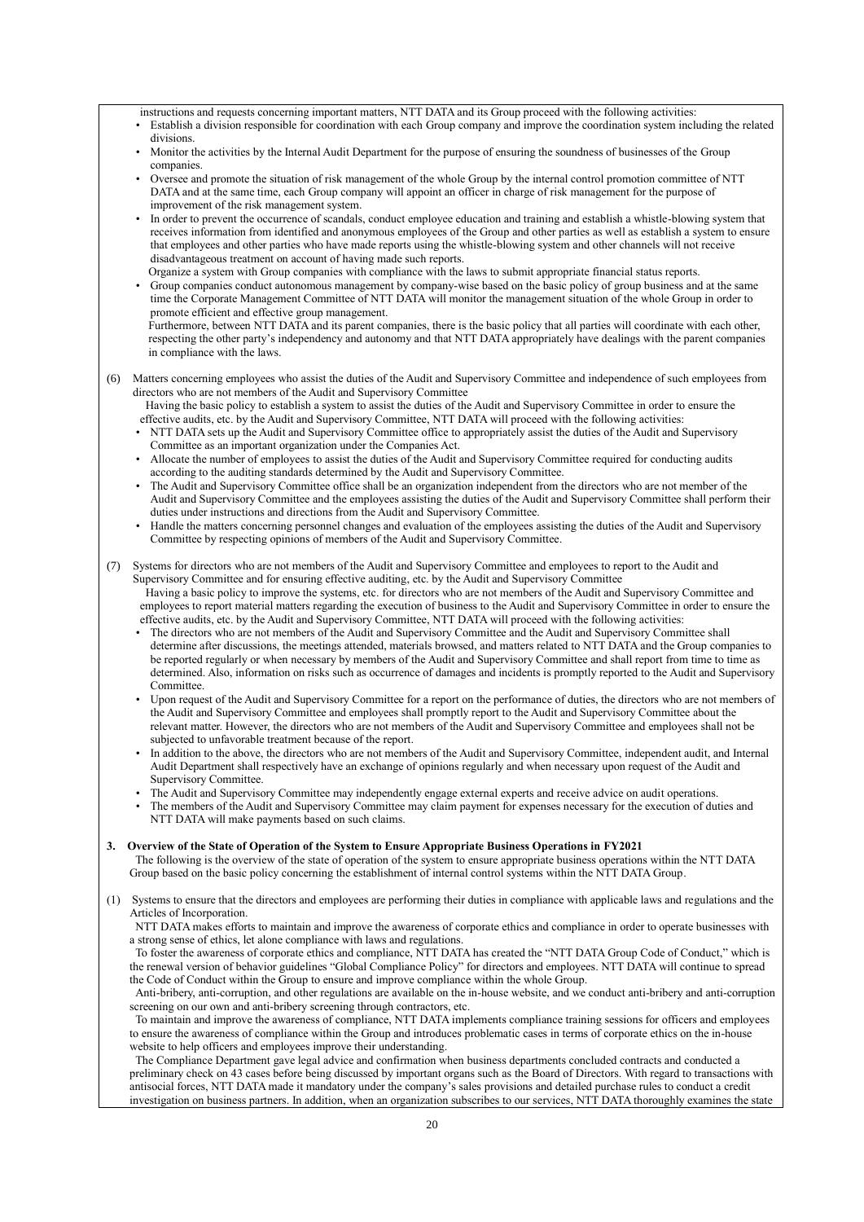instructions and requests concerning important matters, NTT DATA and its Group proceed with the following activities:

- Establish a division responsible for coordination with each Group company and improve the coordination system including the related divisions.
- Monitor the activities by the Internal Audit Department for the purpose of ensuring the soundness of businesses of the Group companies.
- Oversee and promote the situation of risk management of the whole Group by the internal control promotion committee of NTT DATA and at the same time, each Group company will appoint an officer in charge of risk management for the purpose of improvement of the risk management system.
- In order to prevent the occurrence of scandals, conduct employee education and training and establish a whistle-blowing system that receives information from identified and anonymous employees of the Group and other parties as well as establish a system to ensure that employees and other parties who have made reports using the whistle-blowing system and other channels will not receive disadvantageous treatment on account of having made such reports.

  Organize a system with Group companies with compliance with the laws to submit appropriate financial status reports.
- Group companies conduct autonomous management by company-wise based on the basic policy of group business and at the same time the Corporate Management Committee of NTT DATA will monitor the management situation of the whole Group in order to promote efficient and effective group management.

  Furthermore, between NTT DATA and its parent companies, there is the basic policy that all parties will coordinate with each other, respecting the other party's independency and autonomy and that NTT DATA appropriately have dealings with the parent companies in compliance with the laws.

(6) Matters concerning employees who assist the duties of the Audit and Supervisory Committee and independence of such employees from directors who are not members of the Audit and Supervisory Committee

Having the basic policy to establish a system to assist the duties of the Audit and Supervisory Committee in order to ensure the effective audits, etc. by the Audit and Supervisory Committee, NTT DATA will proceed with the following activities:

- NTT DATA sets up the Audit and Supervisory Committee office to appropriately assist the duties of the Audit and Supervisory Committee as an important organization under the Companies Act.
- Allocate the number of employees to assist the duties of the Audit and Supervisory Committee required for conducting audits according to the auditing standards determined by the Audit and Supervisory Committee.
- The Audit and Supervisory Committee office shall be an organization independent from the directors who are not member of the Audit and Supervisory Committee and the employees assisting the duties of the Audit and Supervisory Committee shall perform their duties under instructions and directions from the Audit and Supervisory Committee.
- Handle the matters concerning personnel changes and evaluation of the employees assisting the duties of the Audit and Supervisory Committee by respecting opinions of members of the Audit and Supervisory Committee.

(7) Systems for directors who are not members of the Audit and Supervisory Committee and employees to report to the Audit and Supervisory Committee and for ensuring effective auditing, etc. by the Audit and Supervisory Committee

Having a basic policy to improve the systems, etc. for directors who are not members of the Audit and Supervisory Committee and employees to report material matters regarding the execution of business to the Audit and Supervisory Committee in order to ensure the effective audits, etc. by the Audit and Supervisory Committee, NTT DATA will proceed with the following activities:

- The directors who are not members of the Audit and Supervisory Committee and the Audit and Supervisory Committee shall determine after discussions, the meetings attended, materials browsed, and matters related to NTT DATA and the Group companies to be reported regularly or when necessary by members of the Audit and Supervisory Committee and shall report from time to time as determined. Also, information on risks such as occurrence of damages and incidents is promptly reported to the Audit and Supervisory Committee.
- Upon request of the Audit and Supervisory Committee for a report on the performance of duties, the directors who are not members of the Audit and Supervisory Committee and employees shall promptly report to the Audit and Supervisory Committee about the relevant matter. However, the directors who are not members of the Audit and Supervisory Committee and employees shall not be subjected to unfavorable treatment because of the report.
- In addition to the above, the directors who are not members of the Audit and Supervisory Committee, independent audit, and Internal Audit Department shall respectively have an exchange of opinions regularly and when necessary upon request of the Audit and Supervisory Committee.
- The Audit and Supervisory Committee may independently engage external experts and receive advice on audit operations.
- The members of the Audit and Supervisory Committee may claim payment for expenses necessary for the execution of duties and NTT DATA will make payments based on such claims.

**3. Overview of the State of Operation of the System to Ensure Appropriate Business Operations in FY2021**

The following is the overview of the state of operation of the system to ensure appropriate business operations within the NTT DATA Group based on the basic policy concerning the establishment of internal control systems within the NTT DATA Group.

(1) Systems to ensure that the directors and employees are performing their duties in compliance with applicable laws and regulations and the Articles of Incorporation.

NTT DATA makes efforts to maintain and improve the awareness of corporate ethics and compliance in order to operate businesses with a strong sense of ethics, let alone compliance with laws and regulations.

To foster the awareness of corporate ethics and compliance, NTT DATA has created the "NTT DATA Group Code of Conduct," which is the renewal version of behavior guidelines "Global Compliance Policy" for directors and employees. NTT DATA will continue to spread the Code of Conduct within the Group to ensure and improve compliance within the whole Group.

Anti-bribery, anti-corruption, and other regulations are available on the in-house website, and we conduct anti-bribery and anti-corruption screening on our own and anti-bribery screening through contractors, etc.

To maintain and improve the awareness of compliance, NTT DATA implements compliance training sessions for officers and employees to ensure the awareness of compliance within the Group and introduces problematic cases in terms of corporate ethics on the in-house website to help officers and employees improve their understanding.

The Compliance Department gave legal advice and confirmation when business departments concluded contracts and conducted a preliminary check on 43 cases before being discussed by important organs such as the Board of Directors. With regard to transactions with antisocial forces, NTT DATA made it mandatory under the company's sales provisions and detailed purchase rules to conduct a credit investigation on business partners. In addition, when an organization subscribes to our services, NTT DATA thoroughly examines the state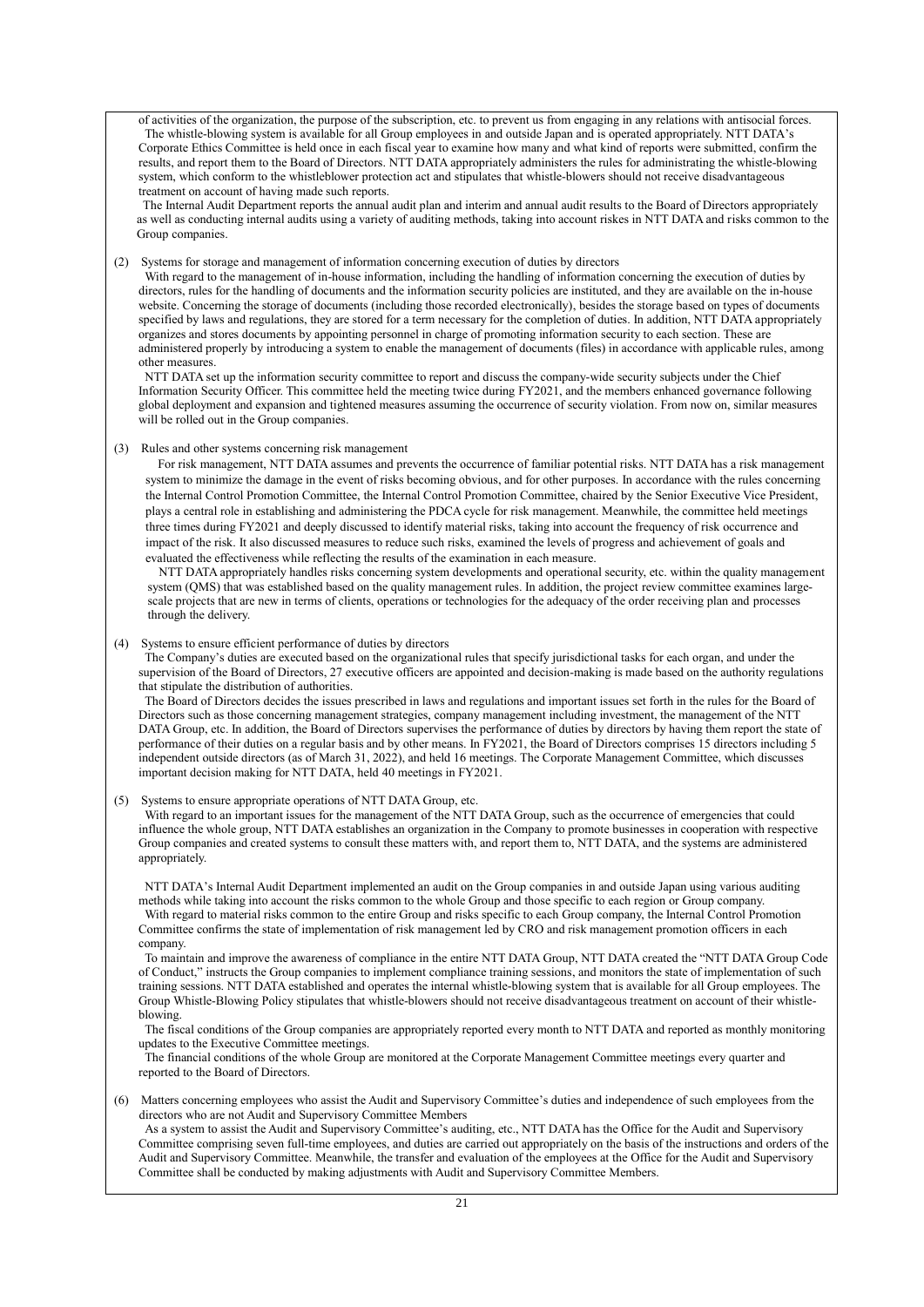of activities of the organization, the purpose of the subscription, etc. to prevent us from engaging in any relations with antisocial forces.

The whistle-blowing system is available for all Group employees in and outside Japan and is operated appropriately. NTT DATA's Corporate Ethics Committee is held once in each fiscal year to examine how many and what kind of reports were submitted, confirm the results, and report them to the Board of Directors. NTT DATA appropriately administers the rules for administrating the whistle-blowing system, which conform to the whistleblower protection act and stipulates that whistle-blowers should not receive disadvantageous treatment on account of having made such reports.

The Internal Audit Department reports the annual audit plan and interim and annual audit results to the Board of Directors appropriately as well as conducting internal audits using a variety of auditing methods, taking into account riskes in NTT DATA and risks common to the Group companies.

(2) Systems for storage and management of information concerning execution of duties by directors

With regard to the management of in-house information, including the handling of information concerning the execution of duties by directors, rules for the handling of documents and the information security policies are instituted, and they are available on the in-house website. Concerning the storage of documents (including those recorded electronically), besides the storage based on types of documents specified by laws and regulations, they are stored for a term necessary for the completion of duties. In addition, NTT DATA appropriately organizes and stores documents by appointing personnel in charge of promoting information security to each section. These are administered properly by introducing a system to enable the management of documents (files) in accordance with applicable rules, among other measures.

NTT DATA set up the information security committee to report and discuss the company-wide security subjects under the Chief Information Security Officer. This committee held the meeting twice during FY2021, and the members enhanced governance following global deployment and expansion and tightened measures assuming the occurrence of security violation. From now on, similar measures will be rolled out in the Group companies.

(3) Rules and other systems concerning risk management

For risk management, NTT DATA assumes and prevents the occurrence of familiar potential risks. NTT DATA has a risk management system to minimize the damage in the event of risks becoming obvious, and for other purposes. In accordance with the rules concerning the Internal Control Promotion Committee, the Internal Control Promotion Committee, chaired by the Senior Executive Vice President, plays a central role in establishing and administering the PDCA cycle for risk management. Meanwhile, the committee held meetings three times during FY2021 and deeply discussed to identify material risks, taking into account the frequency of risk occurrence and impact of the risk. It also discussed measures to reduce such risks, examined the levels of progress and achievement of goals and evaluated the effectiveness while reflecting the results of the examination in each measure.

NTT DATA appropriately handles risks concerning system developments and operational security, etc. within the quality management system (QMS) that was established based on the quality management rules. In addition, the project review committee examines large-scale projects that are new in terms of clients, operations or technologies for the adequacy of the order receiving plan and processes through the delivery.

(4) Systems to ensure efficient performance of duties by directors

The Company's duties are executed based on the organizational rules that specify jurisdictional tasks for each organ, and under the supervision of the Board of Directors, 27 executive officers are appointed and decision-making is made based on the authority regulations that stipulate the distribution of authorities.

The Board of Directors decides the issues prescribed in laws and regulations and important issues set forth in the rules for the Board of Directors such as those concerning management strategies, company management including investment, the management of the NTT DATA Group, etc. In addition, the Board of Directors supervises the performance of duties by directors by having them report the state of performance of their duties on a regular basis and by other means. In FY2021, the Board of Directors comprises 15 directors including 5 independent outside directors (as of March 31, 2022), and held 16 meetings. The Corporate Management Committee, which discusses important decision making for NTT DATA, held 40 meetings in FY2021.

(5) Systems to ensure appropriate operations of NTT DATA Group, etc.

With regard to an important issues for the management of the NTT DATA Group, such as the occurrence of emergencies that could influence the whole group, NTT DATA establishes an organization in the Company to promote businesses in cooperation with respective Group companies and created systems to consult these matters with, and report them to, NTT DATA, and the systems are administered appropriately.

NTT DATA's Internal Audit Department implemented an audit on the Group companies in and outside Japan using various auditing methods while taking into account the risks common to the whole Group and those specific to each region or Group company.

With regard to material risks common to the entire Group and risks specific to each Group company, the Internal Control Promotion Committee confirms the state of implementation of risk management led by CRO and risk management promotion officers in each company.

To maintain and improve the awareness of compliance in the entire NTT DATA Group, NTT DATA created the "NTT DATA Group Code of Conduct," instructs the Group companies to implement compliance training sessions, and monitors the state of implementation of such training sessions. NTT DATA established and operates the internal whistle-blowing system that is available for all Group employees. The Group Whistle-Blowing Policy stipulates that whistle-blowers should not receive disadvantageous treatment on account of their whistle-blowing.

The fiscal conditions of the Group companies are appropriately reported every month to NTT DATA and reported as monthly monitoring updates to the Executive Committee meetings.

The financial conditions of the whole Group are monitored at the Corporate Management Committee meetings every quarter and reported to the Board of Directors.

(6) Matters concerning employees who assist the Audit and Supervisory Committee's duties and independence of such employees from the directors who are not Audit and Supervisory Committee Members

As a system to assist the Audit and Supervisory Committee's auditing, etc., NTT DATA has the Office for the Audit and Supervisory Committee comprising seven full-time employees, and duties are carried out appropriately on the basis of the instructions and orders of the Audit and Supervisory Committee. Meanwhile, the transfer and evaluation of the employees at the Office for the Audit and Supervisory Committee shall be conducted by making adjustments with Audit and Supervisory Committee Members.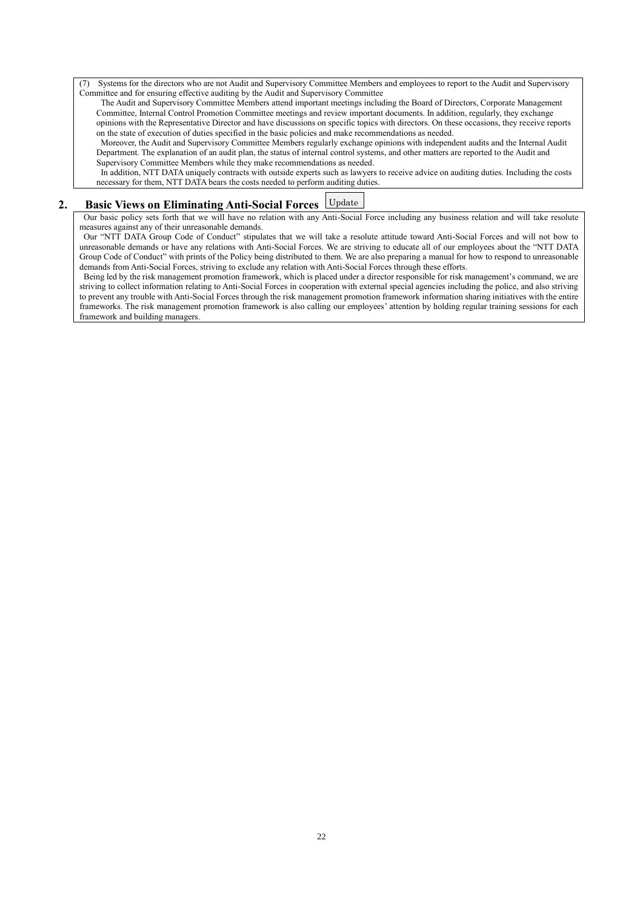(7) Systems for the directors who are not Audit and Supervisory Committee Members and employees to report to the Audit and Supervisory Committee and for ensuring effective auditing by the Audit and Supervisory Committee

The Audit and Supervisory Committee Members attend important meetings including the Board of Directors, Corporate Management Committee, Internal Control Promotion Committee meetings and review important documents. In addition, regularly, they exchange opinions with the Representative Director and have discussions on specific topics with directors. On these occasions, they receive reports on the state of execution of duties specified in the basic policies and make recommendations as needed.

Moreover, the Audit and Supervisory Committee Members regularly exchange opinions with independent audits and the Internal Audit Department. The explanation of an audit plan, the status of internal control systems, and other matters are reported to the Audit and Supervisory Committee Members while they make recommendations as needed.

In addition, NTT DATA uniquely contracts with outside experts such as lawyers to receive advice on auditing duties. Including the costs necessary for them, NTT DATA bears the costs needed to perform auditing duties.

## 2. Basic Views on Eliminating Anti-Social Forces Update

Our basic policy sets forth that we will have no relation with any Anti-Social Force including any business relation and will take resolute measures against any of their unreasonable demands.

Our "NTT DATA Group Code of Conduct" stipulates that we will take a resolute attitude toward Anti-Social Forces and will not bow to unreasonable demands or have any relations with Anti-Social Forces. We are striving to educate all of our employees about the "NTT DATA Group Code of Conduct" with prints of the Policy being distributed to them. We are also preparing a manual for how to respond to unreasonable demands from Anti-Social Forces, striving to exclude any relation with Anti-Social Forces through these efforts.

Being led by the risk management promotion framework, which is placed under a director responsible for risk management's command, we are striving to collect information relating to Anti-Social Forces in cooperation with external special agencies including the police, and also striving to prevent any trouble with Anti-Social Forces through the risk management promotion framework information sharing initiatives with the entire frameworks. The risk management promotion framework is also calling our employees' attention by holding regular training sessions for each framework and building managers.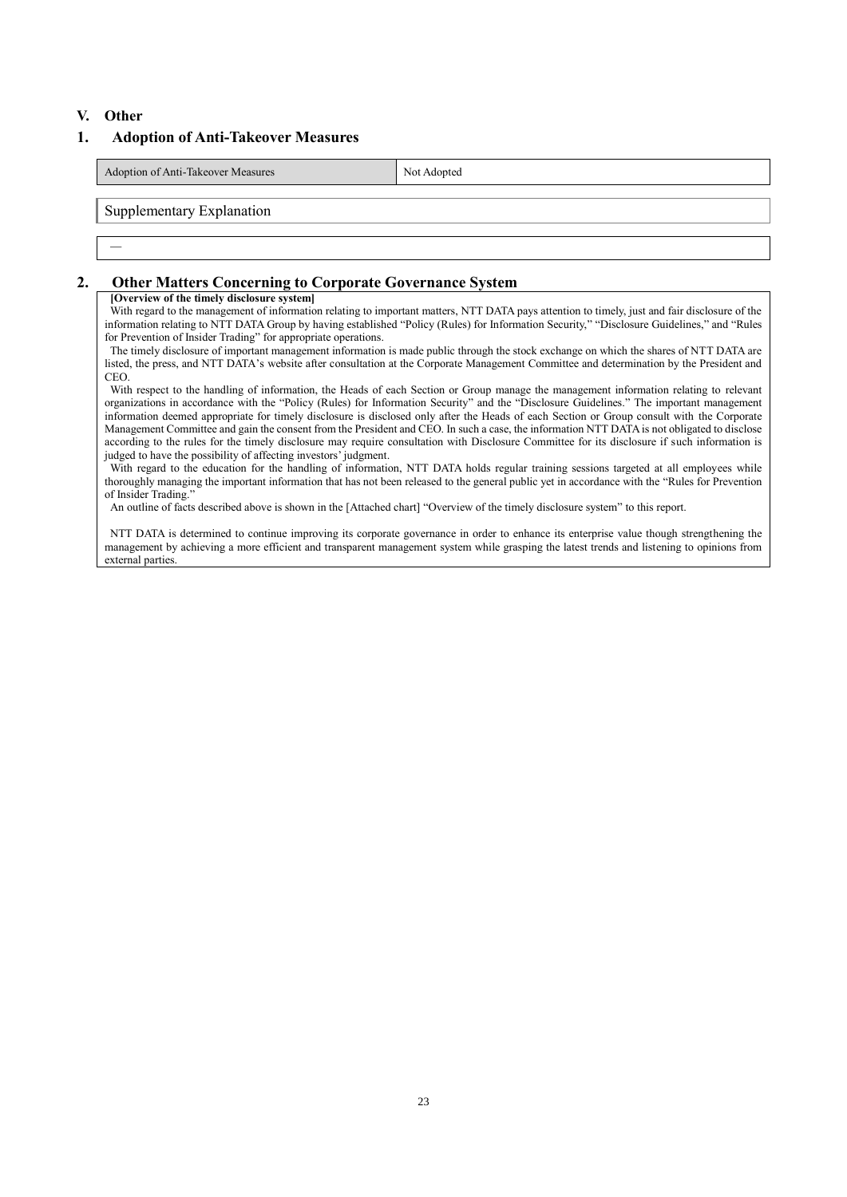## V. Other

### 1. Adoption of Anti-Takeover Measures

| Adoption of Anti-Takeover Measures | Not Adopted |
|---|---|

Supplementary Explanation

―

### 2. Other Matters Concerning to Corporate Governance System

**[Overview of the timely disclosure system]**

With regard to the management of information relating to important matters, NTT DATA pays attention to timely, just and fair disclosure of the information relating to NTT DATA Group by having established "Policy (Rules) for Information Security," "Disclosure Guidelines," and "Rules for Prevention of Insider Trading" for appropriate operations.

The timely disclosure of important management information is made public through the stock exchange on which the shares of NTT DATA are listed, the press, and NTT DATA's website after consultation at the Corporate Management Committee and determination by the President and CEO.

With respect to the handling of information, the Heads of each Section or Group manage the management information relating to relevant organizations in accordance with the "Policy (Rules) for Information Security" and the "Disclosure Guidelines." The important management information deemed appropriate for timely disclosure is disclosed only after the Heads of each Section or Group consult with the Corporate Management Committee and gain the consent from the President and CEO. In such a case, the information NTT DATA is not obligated to disclose according to the rules for the timely disclosure may require consultation with Disclosure Committee for its disclosure if such information is judged to have the possibility of affecting investors' judgment.

With regard to the education for the handling of information, NTT DATA holds regular training sessions targeted at all employees while thoroughly managing the important information that has not been released to the general public yet in accordance with the "Rules for Prevention of Insider Trading."

An outline of facts described above is shown in the [Attached chart] "Overview of the timely disclosure system" to this report.

NTT DATA is determined to continue improving its corporate governance in order to enhance its enterprise value though strengthening the management by achieving a more efficient and transparent management system while grasping the latest trends and listening to opinions from external parties.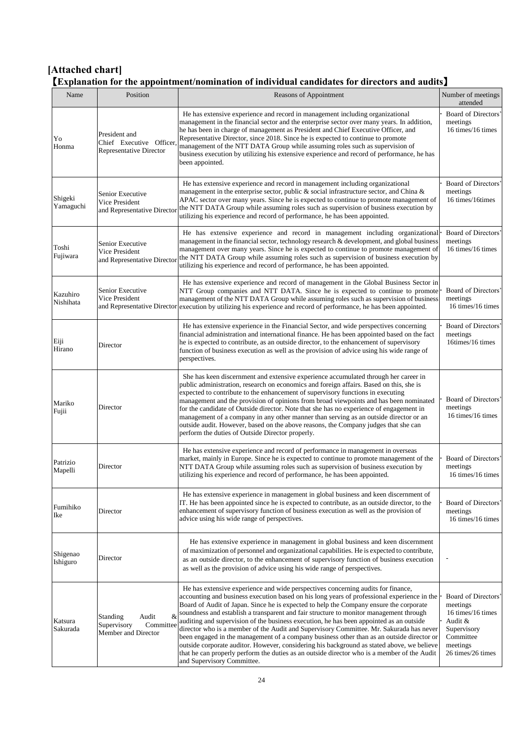**[Attached chart]**

**【Explanation for the appointment/nomination of individual candidates for directors and audits】**

| Name | Position | Reasons of Appointment | Number of meetings attended |
|---|---|---|---|
| Yo Honma | President and Chief Executive Officer, Representative Director | He has extensive experience and record in management including organizational management in the financial sector and the enterprise sector over many years. In addition, he has been in charge of management as President and Chief Executive Officer, and Representative Director, since 2018. Since he is expected to continue to promote management of the NTT DATA Group while assuming roles such as supervision of business execution by utilizing his extensive experience and record of performance, he has been appointed. | · Board of Directors' meetings 16 times/16 times |
| Shigeki Yamaguchi | Senior Executive Vice President and Representative Director | He has extensive experience and record in management including organizational management in the enterprise sector, public & social infrastructure sector, and China & APAC sector over many years. Since he is expected to continue to promote management of the NTT DATA Group while assuming roles such as supervision of business execution by utilizing his experience and record of performance, he has been appointed. | · Board of Directors' meetings 16 times/16times |
| Toshi Fujiwara | Senior Executive Vice President and Representative Director | He has extensive experience and record in management including organizational management in the financial sector, technology research & development, and global business management over many years. Since he is expected to continue to promote management of the NTT DATA Group while assuming roles such as supervision of business execution by utilizing his experience and record of performance, he has been appointed. | · Board of Directors' meetings 16 times/16 times |
| Kazuhiro Nishihata | Senior Executive Vice President and Representative Director | He has extensive experience and record of management in the Global Business Sector in NTT Group companies and NTT DATA. Since he is expected to continue to promote management of the NTT DATA Group while assuming roles such as supervision of business execution by utilizing his experience and record of performance, he has been appointed. | · Board of Directors' meetings 16 times/16 times |
| Eiji Hirano | Director | He has extensive experience in the Financial Sector, and wide perspectives concerning financial administration and international finance. He has been appointed based on the fact he is expected to contribute, as an outside director, to the enhancement of supervisory function of business execution as well as the provision of advice using his wide range of perspectives. | · Board of Directors' meetings 16times/16 times |
| Mariko Fujii | Director | She has keen discernment and extensive experience accumulated through her career in public administration, research on economics and foreign affairs. Based on this, she is expected to contribute to the enhancement of supervisory functions in executing management and the provision of opinions from broad viewpoints and has been nominated for the candidate of Outside director. Note that she has no experience of engagement in management of a company in any other manner than serving as an outside director or an outside audit. However, based on the above reasons, the Company judges that she can perform the duties of Outside Director properly. | · Board of Directors' meetings 16 times/16 times |
| Patrizio Mapelli | Director | He has extensive experience and record of performance in management in overseas market, mainly in Europe. Since he is expected to continue to promote management of the NTT DATA Group while assuming roles such as supervision of business execution by utilizing his experience and record of performance, he has been appointed. | · Board of Directors' meetings 16 times/16 times |
| Fumihiko Ike | Director | He has extensive experience in management in global business and keen discernment of IT. He has been appointed since he is expected to contribute, as an outside director, to the enhancement of supervisory function of business execution as well as the provision of advice using his wide range of perspectives. | · Board of Directors' meetings 16 times/16 times |
| Shigenao Ishiguro | Director | He has extensive experience in management in global business and keen discernment of maximization of personnel and organizational capabilities. He is expected to contribute, as an outside director, to the enhancement of supervisory function of business execution as well as the provision of advice using his wide range of perspectives. | - |
| Katsura Sakurada | Standing Audit & Supervisory Committee Member and Director | He has extensive experience and wide perspectives concerning audits for finance, accounting and business execution based on his long years of professional experience in the Board of Audit of Japan. Since he is expected to help the Company ensure the corporate soundness and establish a transparent and fair structure to monitor management through auditing and supervision of the business execution, he has been appointed as an outside director who is a member of the Audit and Supervisory Committee. Mr. Sakurada has never been engaged in the management of a company business other than as an outside director or outside corporate auditor. However, considering his background as stated above, we believe that he can properly perform the duties as an outside director who is a member of the Audit and Supervisory Committee. | · Board of Directors' meetings 16 times/16 times<br>· Audit & Supervisory Committee meetings 26 times/26 times |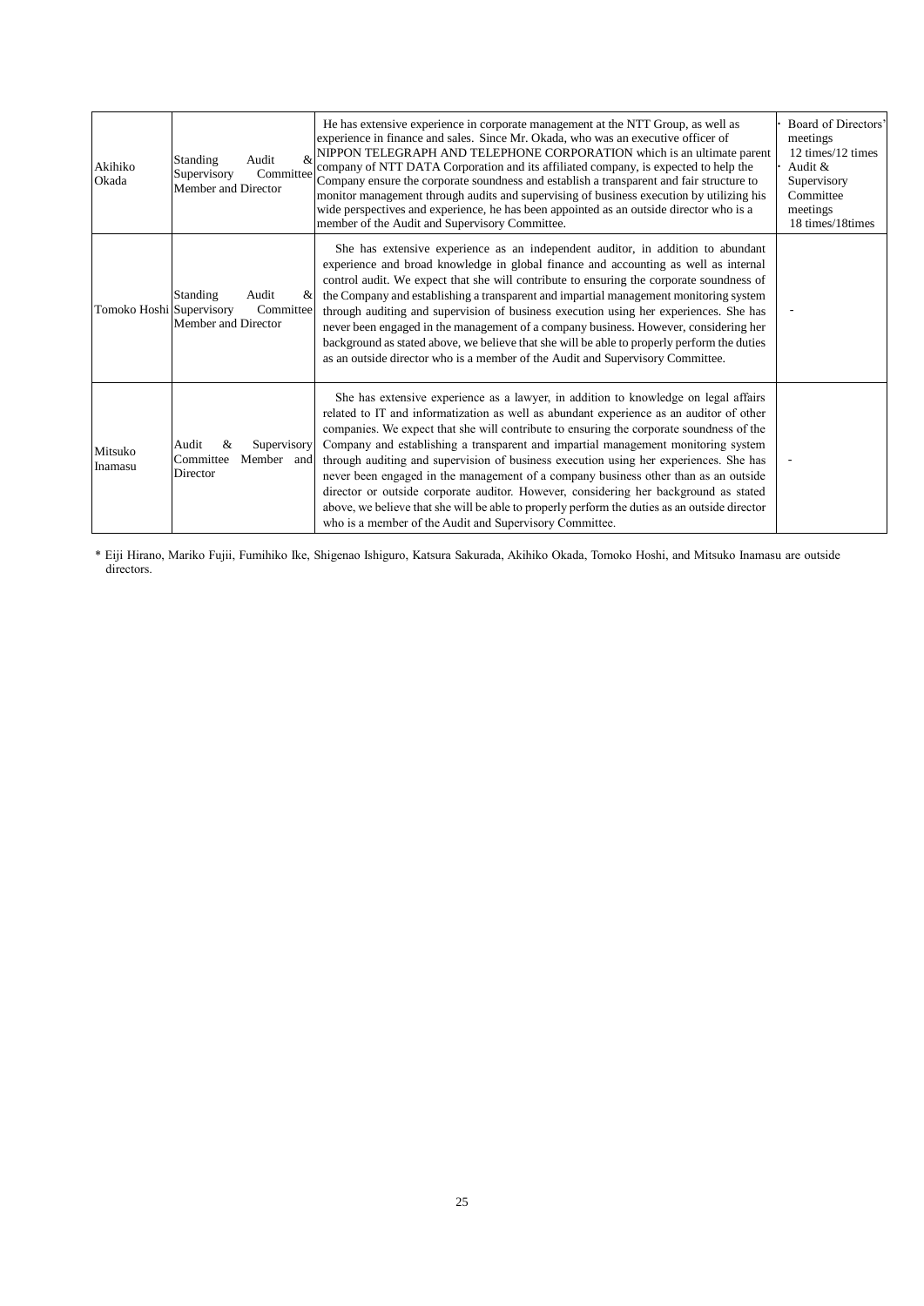| | | | |
|---|---|---|---|
| Akihiko Okada | Standing Audit & Supervisory Committee Member and Director | He has extensive experience in corporate management at the NTT Group, as well as experience in finance and sales. Since Mr. Okada, who was an executive officer of NIPPON TELEGRAPH AND TELEPHONE CORPORATION which is an ultimate parent company of NTT DATA Corporation and its affiliated company, is expected to help the Company ensure the corporate soundness and establish a transparent and fair structure to monitor management through audits and supervising of business execution by utilizing his wide perspectives and experience, he has been appointed as an outside director who is a member of the Audit and Supervisory Committee. | · Board of Directors' meetings 12 times/12 times<br>· Audit & Supervisory Committee meetings 18 times/18times |
| Tomoko Hoshi | Standing Audit & Supervisory Committee Member and Director | She has extensive experience as an independent auditor, in addition to abundant experience and broad knowledge in global finance and accounting as well as internal control audit. We expect that she will contribute to ensuring the corporate soundness of the Company and establishing a transparent and impartial management monitoring system through auditing and supervision of business execution using her experiences. She has never been engaged in the management of a company business. However, considering her background as stated above, we believe that she will be able to properly perform the duties as an outside director who is a member of the Audit and Supervisory Committee. | - |
| Mitsuko Inamasu | Audit & Supervisory Committee Member and Director | She has extensive experience as a lawyer, in addition to knowledge on legal affairs related to IT and informatization as well as abundant experience as an auditor of other companies. We expect that she will contribute to ensuring the corporate soundness of the Company and establishing a transparent and impartial management monitoring system through auditing and supervision of business execution using her experiences. She has never been engaged in the management of a company business other than as an outside director or outside corporate auditor. However, considering her background as stated above, we believe that she will be able to properly perform the duties as an outside director who is a member of the Audit and Supervisory Committee. | - |

* Eiji Hirano, Mariko Fujii, Fumihiko Ike, Shigenao Ishiguro, Katsura Sakurada, Akihiko Okada, Tomoko Hoshi, and Mitsuko Inamasu are outside directors.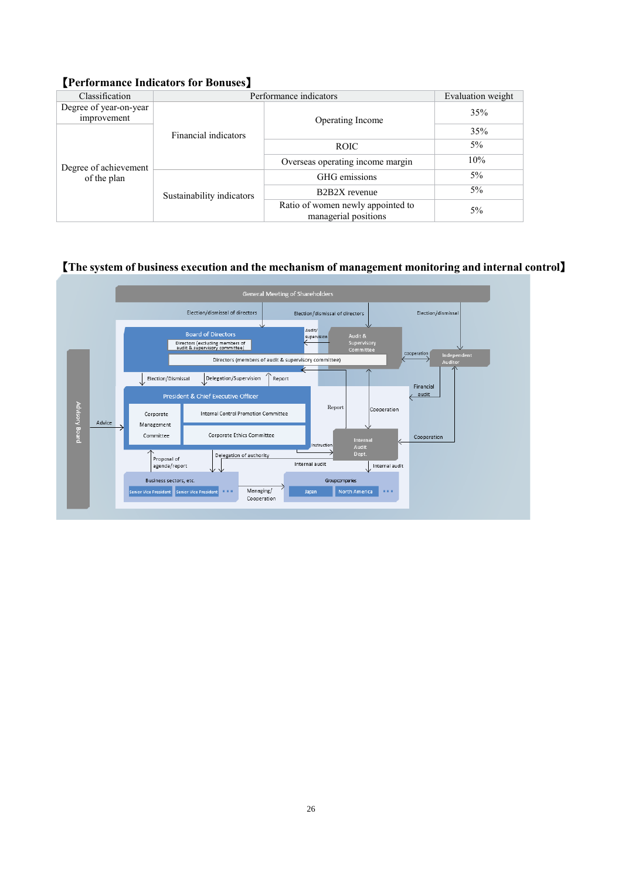## 【Performance Indicators for Bonuses】

| Classification | | Performance indicators | Evaluation weight |
|---|---|---|---|
| Degree of year-on-year improvement | Financial indicators | Operating Income | 35% |
| Degree of achievement of the plan | Financial indicators | Operating Income | 35% |
| | | ROIC | 5% |
| | | Overseas operating income margin | 10% |
| | Sustainability indicators | GHG emissions | 5% |
| | | B2B2X revenue | 5% |
| | | Ratio of women newly appointed to managerial positions | 5% |

## 【The system of business execution and the mechanism of management monitoring and internal control】

General Meeting of Shareholders

Election/dismissal of directors — Election/dismissal of directors — Election/dismissal

Board of Directors
- Directors (excluding members of audit & supervisory committee)
- Directors (members of audit & supervisory committee)

Audit/supervision

Audit & Supervisory Committee

cooperation

Independent Auditor

Election/Dismissal — Delegation/Supervision — Report

President & Chief Executive Officer
- Corporate Management Committee
- Internal Control Promotion Committee
- Corporate Ethics Committee

Advisory Board — Advice

Report — Cooperation — Financial audit

Instruction

Internal Audit Dept. — Cooperation

Proposal of agenda/report — Delegation of authority — Internal audit — Internal audit

Business sectors, etc.
- Senior Vice President
- Senior Vice President
- ・・・

Managing/Cooperation

Groupcompanies
- Japan
- North America
- ・・・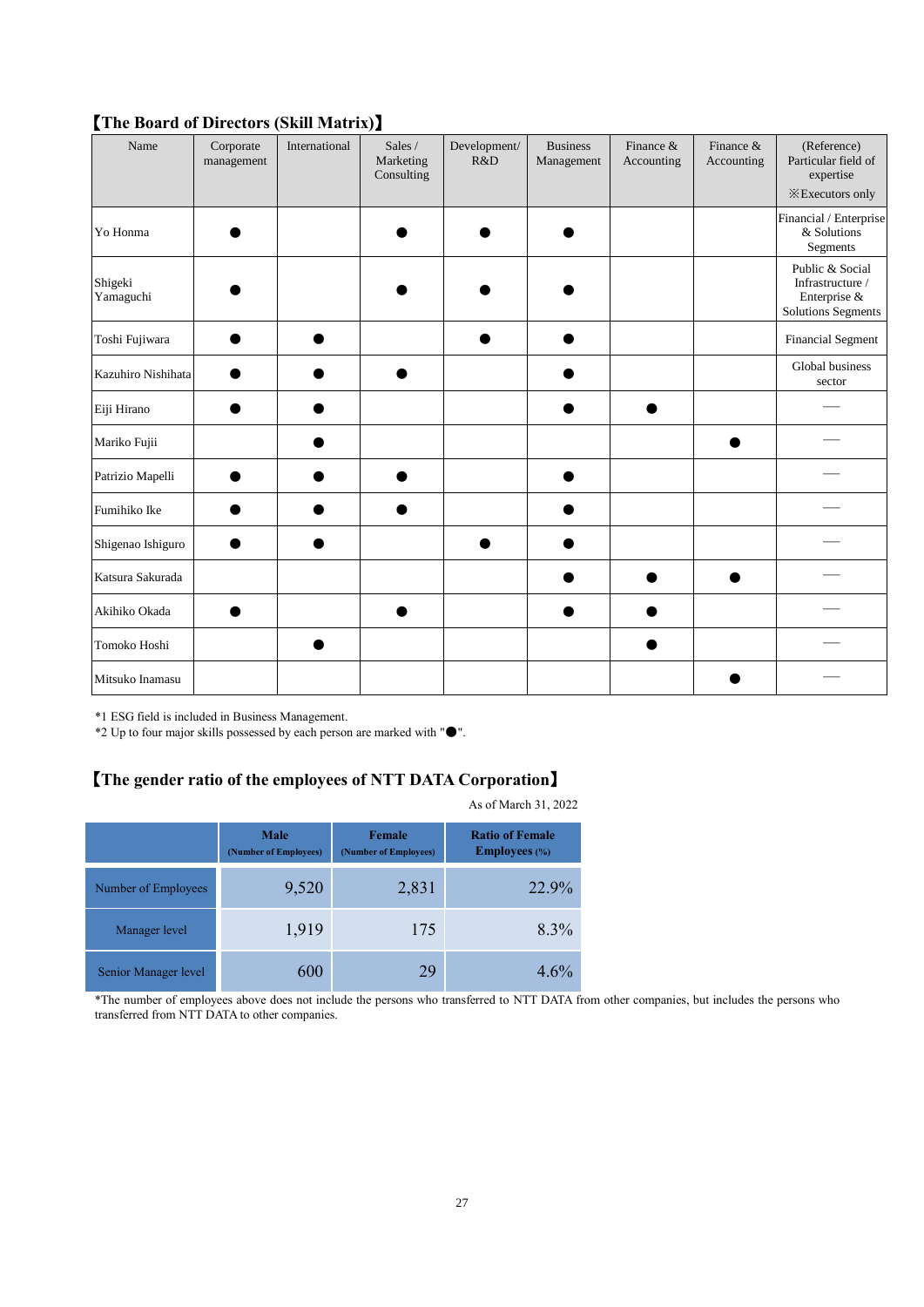## 【The Board of Directors (Skill Matrix)】

| Name | Corporate management | International | Sales / Marketing Consulting | Development/ R&D | Business Management | Finance & Accounting | Finance & Accounting | (Reference) Particular field of expertise ※Executors only |
|---|---|---|---|---|---|---|---|---|
| Yo Honma | ● | | ● | ● | ● | | | Financial / Enterprise & Solutions Segments |
| Shigeki Yamaguchi | ● | | ● | ● | ● | | | Public & Social Infrastructure / Enterprise & Solutions Segments |
| Toshi Fujiwara | ● | ● | | ● | ● | | | Financial Segment |
| Kazuhiro Nishihata | ● | ● | ● | | ● | | | Global business sector |
| Eiji Hirano | ● | ● | | | ● | ● | | — |
| Mariko Fujii | | ● | | | | | ● | — |
| Patrizio Mapelli | ● | ● | ● | | ● | | | — |
| Fumihiko Ike | ● | ● | ● | | ● | | | — |
| Shigenao Ishiguro | ● | ● | | ● | ● | | | — |
| Katsura Sakurada | | | | | ● | ● | ● | — |
| Akihiko Okada | ● | | ● | | ● | ● | | — |
| Tomoko Hoshi | | ● | | | | ● | | — |
| Mitsuko Inamasu | | | | | | | ● | — |

*1 ESG field is included in Business Management.
*2 Up to four major skills possessed by each person are marked with "●".

## 【The gender ratio of the employees of NTT DATA Corporation】

As of March 31, 2022

| | Male (Number of Employees) | Female (Number of Employees) | Ratio of Female Employees (%) |
|---|---|---|---|
| Number of Employees | 9,520 | 2,831 | 22.9% |
| Manager level | 1,919 | 175 | 8.3% |
| Senior Manager level | 600 | 29 | 4.6% |

*The number of employees above does not include the persons who transferred to NTT DATA from other companies, but includes the persons who transferred from NTT DATA to other companies.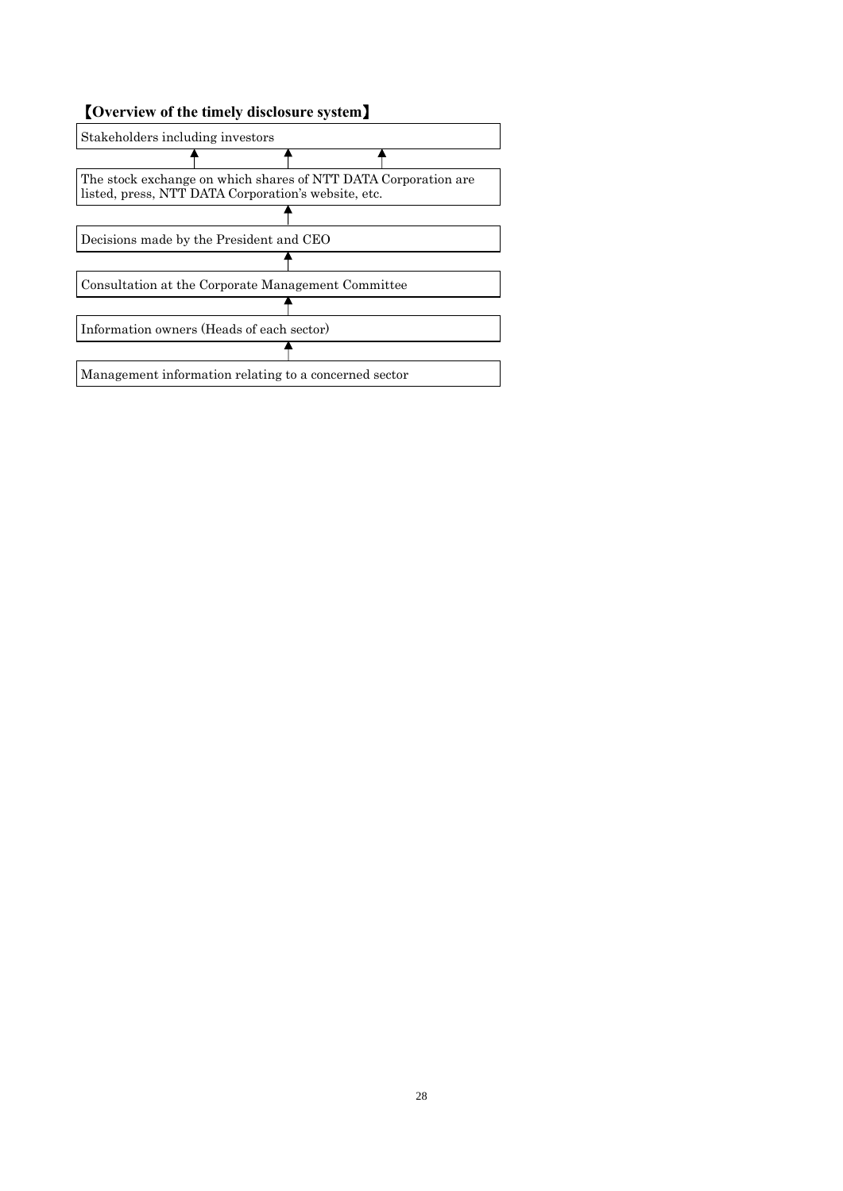**【Overview of the timely disclosure system】**

Stakeholders including investors

↑

The stock exchange on which shares of NTT DATA Corporation are listed, press, NTT DATA Corporation's website, etc.

↑

Decisions made by the President and CEO

↑

Consultation at the Corporate Management Committee

↑

Information owners (Heads of each sector)

↑

Management information relating to a concerned sector